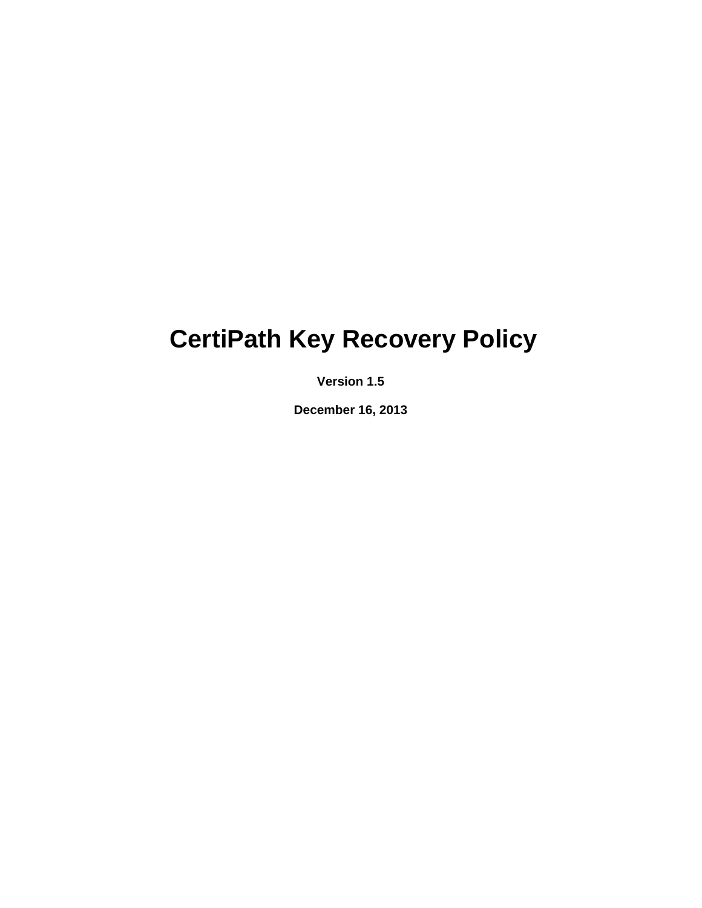# CertiPath Key Recovery Policy

**Version 1.5**

**December 16, 2013**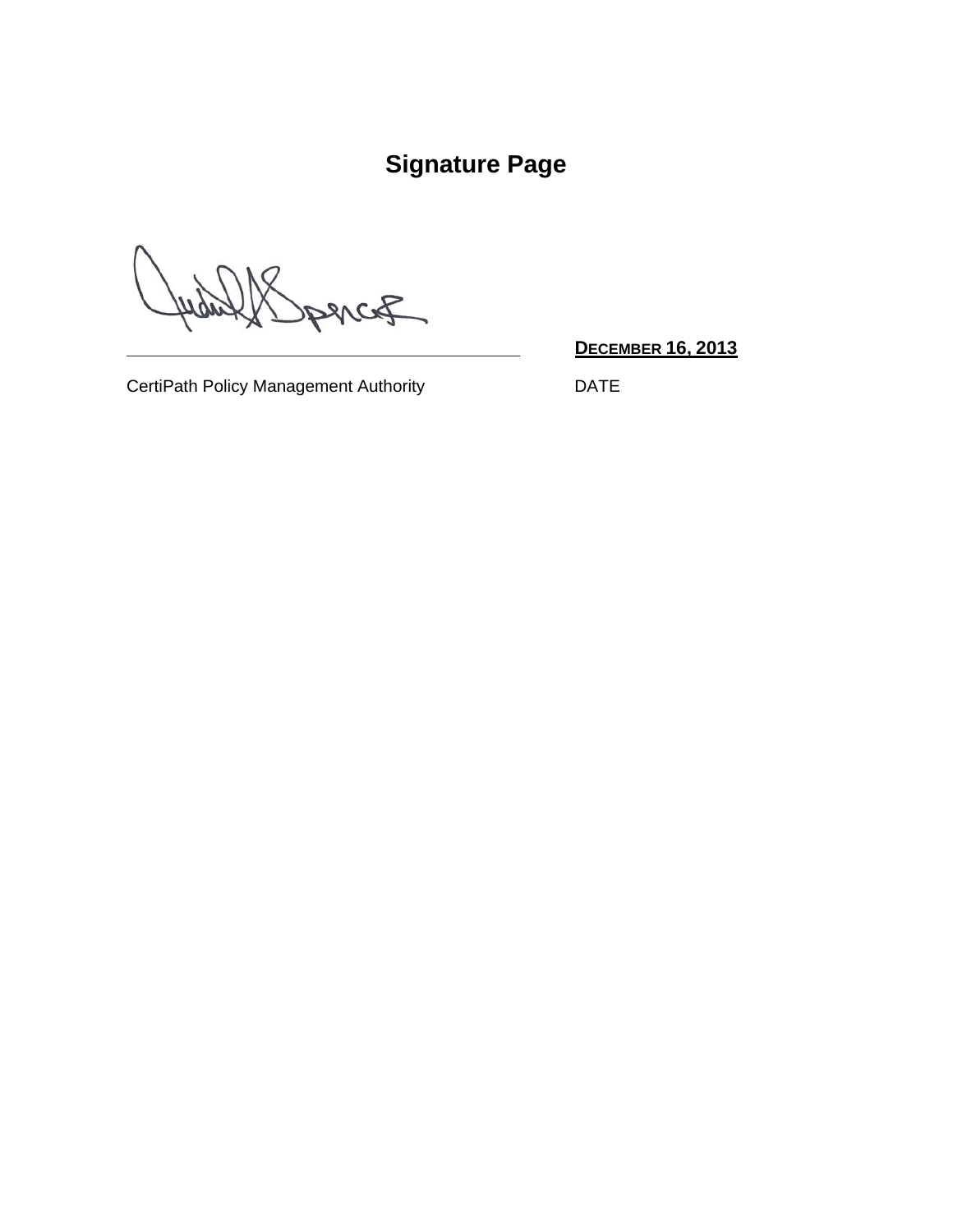# Signature Page

\_\_\_\_\_\_\_\_\_\_\_\_\_\_\_\_\_\_\_\_\_\_\_\_\_\_\_\_\_\_\_\_\_\_\_\_\_\_\_\_ **DECEMBER 16, 2013**

CertiPath Policy Management Authority DATE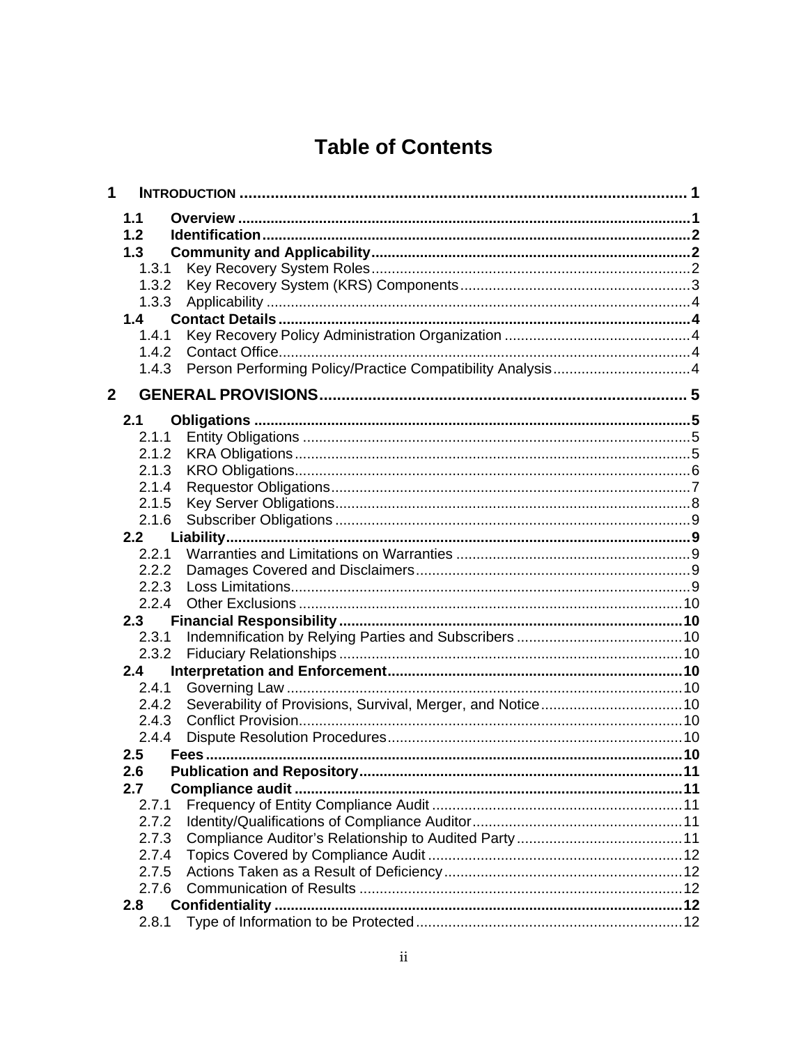# Table of Contents

**1 INTRODUCTION ........................................................................................................ 1**

- **1.1 Overview ............................................................................................................ 1**
- **1.2 Identification ...................................................................................................... 2**
- **1.3 Community and Applicability ............................................................................ 2**
  - 1.3.1 Key Recovery System Roles ........................................................................ 2
  - 1.3.2 Key Recovery System (KRS) Components .................................................. 3
  - 1.3.3 Applicability .................................................................................................. 4
- **1.4 Contact Details ................................................................................................... 4**
  - 1.4.1 Key Recovery Policy Administration Organization ...................................... 4
  - 1.4.2 Contact Office ............................................................................................... 4
  - 1.4.3 Person Performing Policy/Practice Compatibility Analysis ........................... 4

**2 GENERAL PROVISIONS ............................................................................................ 5**

- **2.1 Obligations ......................................................................................................... 5**
  - 2.1.1 Entity Obligations ......................................................................................... 5
  - 2.1.2 KRA Obligations ........................................................................................... 5
  - 2.1.3 KRO Obligations ........................................................................................... 6
  - 2.1.4 Requestor Obligations .................................................................................. 7
  - 2.1.5 Key Server Obligations ................................................................................. 8
  - 2.1.6 Subscriber Obligations ................................................................................. 9
- **2.2 Liability ................................................................................................................ 9**
  - 2.2.1 Warranties and Limitations on Warranties ................................................... 9
  - 2.2.2 Damages Covered and Disclaimers .............................................................. 9
  - 2.2.3 Loss Limitations ............................................................................................ 9
  - 2.2.4 Other Exclusions ......................................................................................... 10
- **2.3 Financial Responsibility .................................................................................... 10**
  - 2.3.1 Indemnification by Relying Parties and Subscribers ................................... 10
  - 2.3.2 Fiduciary Relationships .............................................................................. 10
- **2.4 Interpretation and Enforcement ........................................................................ 10**
  - 2.4.1 Governing Law ............................................................................................ 10
  - 2.4.2 Severability of Provisions, Survival, Merger, and Notice ............................. 10
  - 2.4.3 Conflict Provision ........................................................................................ 10
  - 2.4.4 Dispute Resolution Procedures ................................................................... 10
- **2.5 Fees .................................................................................................................. 10**
- **2.6 Publication and Repository ............................................................................... 11**
- **2.7 Compliance audit .............................................................................................. 11**
  - 2.7.1 Frequency of Entity Compliance Audit ........................................................ 11
  - 2.7.2 Identity/Qualifications of Compliance Auditor .............................................. 11
  - 2.7.3 Compliance Auditor's Relationship to Audited Party ................................... 11
  - 2.7.4 Topics Covered by Compliance Audit ......................................................... 12
  - 2.7.5 Actions Taken as a Result of Deficiency ..................................................... 12
  - 2.7.6 Communication of Results .......................................................................... 12
- **2.8 Confidentiality ................................................................................................... 12**
  - 2.8.1 Type of Information to be Protected ............................................................ 12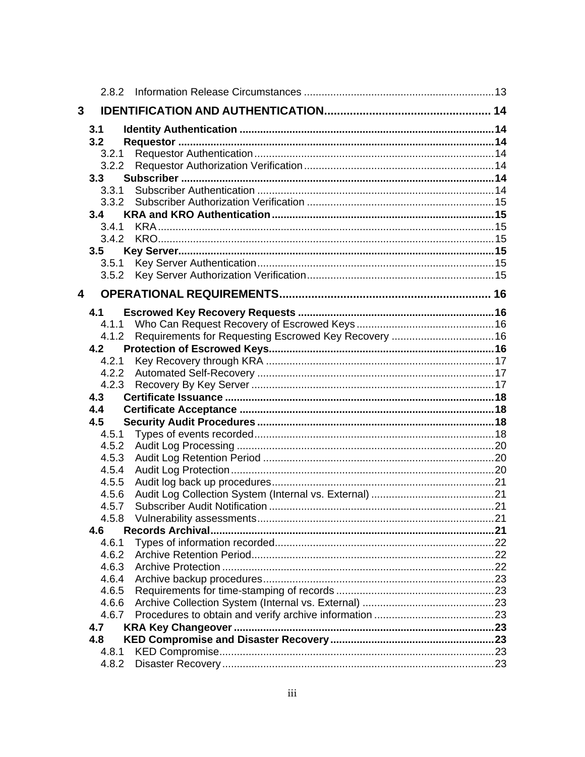2.8.2 Information Release Circumstances ....13

**3 IDENTIFICATION AND AUTHENTICATION.... 14**

**3.1 Identity Authentication ....14**
**3.2 Requestor ....14**
3.2.1 Requestor Authentication....14
3.2.2 Requestor Authorization Verification....14
**3.3 Subscriber ....14**
3.3.1 Subscriber Authentication ....14
3.3.2 Subscriber Authorization Verification ....15
**3.4 KRA and KRO Authentication....15**
3.4.1 KRA....15
3.4.2 KRO....15
**3.5 Key Server....15**
3.5.1 Key Server Authentication....15
3.5.2 Key Server Authorization Verification....15

**4 OPERATIONAL REQUIREMENTS.... 16**

**4.1 Escrowed Key Recovery Requests ....16**
4.1.1 Who Can Request Recovery of Escrowed Keys ....16
4.1.2 Requirements for Requesting Escrowed Key Recovery ....16
**4.2 Protection of Escrowed Keys....16**
4.2.1 Key Recovery through KRA ....17
4.2.2 Automated Self-Recovery ....17
4.2.3 Recovery By Key Server ....17
**4.3 Certificate Issuance ....18**
**4.4 Certificate Acceptance ....18**
**4.5 Security Audit Procedures ....18**
4.5.1 Types of events recorded....18
4.5.2 Audit Log Processing ....20
4.5.3 Audit Log Retention Period ....20
4.5.4 Audit Log Protection....20
4.5.5 Audit log back up procedures....21
4.5.6 Audit Log Collection System (Internal vs. External) ....21
4.5.7 Subscriber Audit Notification ....21
4.5.8 Vulnerability assessments....21
**4.6 Records Archival....21**
4.6.1 Types of information recorded....22
4.6.2 Archive Retention Period....22
4.6.3 Archive Protection ....22
4.6.4 Archive backup procedures....23
4.6.5 Requirements for time-stamping of records ....23
4.6.6 Archive Collection System (Internal vs. External) ....23
4.6.7 Procedures to obtain and verify archive information ....23
**4.7 KRA Key Changeover ....23**
**4.8 KED Compromise and Disaster Recovery....23**
4.8.1 KED Compromise....23
4.8.2 Disaster Recovery....23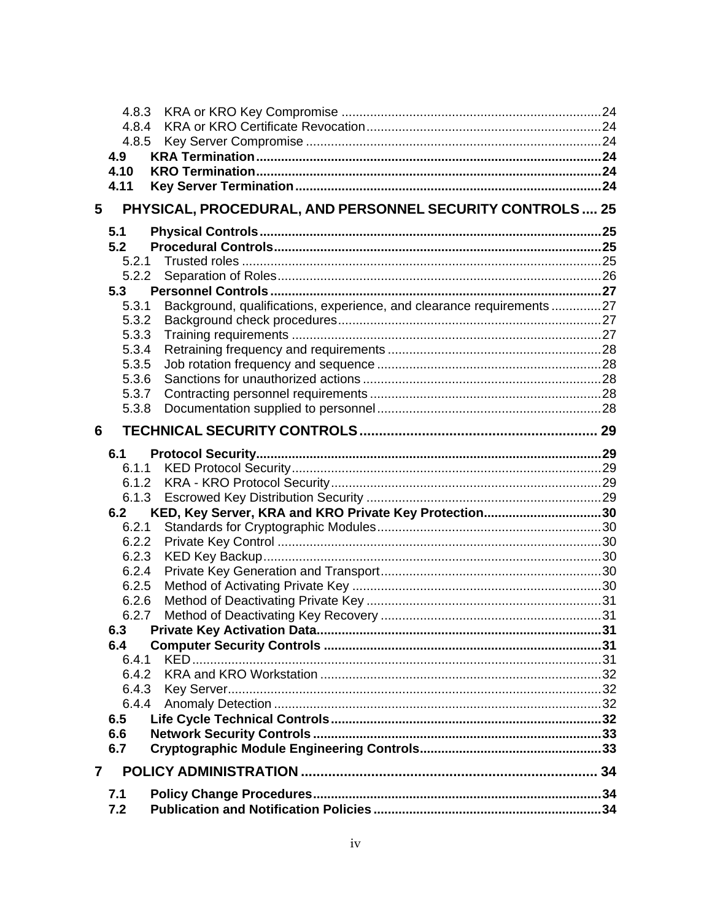4.8.3 KRA or KRO Key Compromise ........................................................................ 24
4.8.4 KRA or KRO Certificate Revocation ................................................................. 24
4.8.5 Key Server Compromise .................................................................................. 24
**4.9 KRA Termination ............................................................................................... 24**
**4.10 KRO Termination ............................................................................................... 24**
**4.11 Key Server Termination .................................................................................... 24**

**5 PHYSICAL, PROCEDURAL, AND PERSONNEL SECURITY CONTROLS .... 25**

**5.1 Physical Controls ............................................................................................. 25**
**5.2 Procedural Controls .......................................................................................... 25**
5.2.1 Trusted roles .................................................................................................... 25
5.2.2 Separation of Roles .......................................................................................... 26
**5.3 Personnel Controls ........................................................................................... 27**
5.3.1 Background, qualifications, experience, and clearance requirements .............. 27
5.3.2 Background check procedures ......................................................................... 27
5.3.3 Training requirements ...................................................................................... 27
5.3.4 Retraining frequency and requirements ............................................................ 28
5.3.5 Job rotation frequency and sequence ............................................................... 28
5.3.6 Sanctions for unauthorized actions .................................................................. 28
5.3.7 Contracting personnel requirements ................................................................. 28
5.3.8 Documentation supplied to personnel ............................................................... 28

**6 TECHNICAL SECURITY CONTROLS ............................................................ 29**

**6.1 Protocol Security ............................................................................................... 29**
6.1.1 KED Protocol Security ...................................................................................... 29
6.1.2 KRA - KRO Protocol Security ........................................................................... 29
6.1.3 Escrowed Key Distribution Security ................................................................. 29
**6.2 KED, Key Server, KRA and KRO Private Key Protection ................................ 30**
6.2.1 Standards for Cryptographic Modules .............................................................. 30
6.2.2 Private Key Control .......................................................................................... 30
6.2.3 KED Key Backup .............................................................................................. 30
6.2.4 Private Key Generation and Transport ............................................................. 30
6.2.5 Method of Activating Private Key ..................................................................... 30
6.2.6 Method of Deactivating Private Key ................................................................. 31
6.2.7 Method of Deactivating Key Recovery ............................................................. 31
**6.3 Private Key Activation Data .............................................................................. 31**
**6.4 Computer Security Controls ............................................................................ 31**
6.4.1 KED .................................................................................................................. 31
6.4.2 KRA and KRO Workstation .............................................................................. 32
6.4.3 Key Server ........................................................................................................ 32
6.4.4 Anomaly Detection ........................................................................................... 32
**6.5 Life Cycle Technical Controls ........................................................................... 32**
**6.6 Network Security Controls ................................................................................ 33**
**6.7 Cryptographic Module Engineering Controls .................................................. 33**

**7 POLICY ADMINISTRATION ............................................................................ 34**

**7.1 Policy Change Procedures ................................................................................ 34**
**7.2 Publication and Notification Policies ............................................................... 34**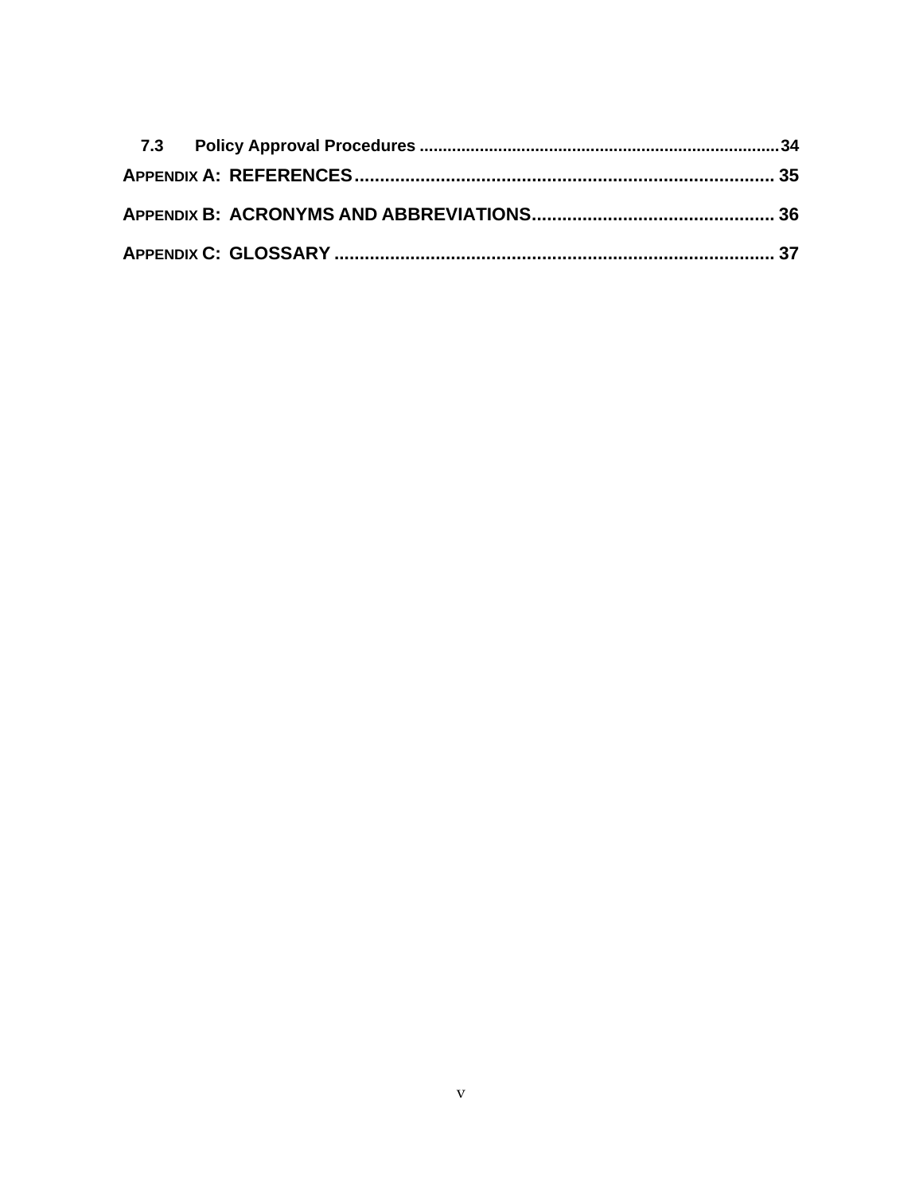7.3 Policy Approval Procedures ............................................................................34

APPENDIX A: REFERENCES.................................................................................. 35

APPENDIX B: ACRONYMS AND ABBREVIATIONS............................................... 36

APPENDIX C: GLOSSARY ..................................................................................... 37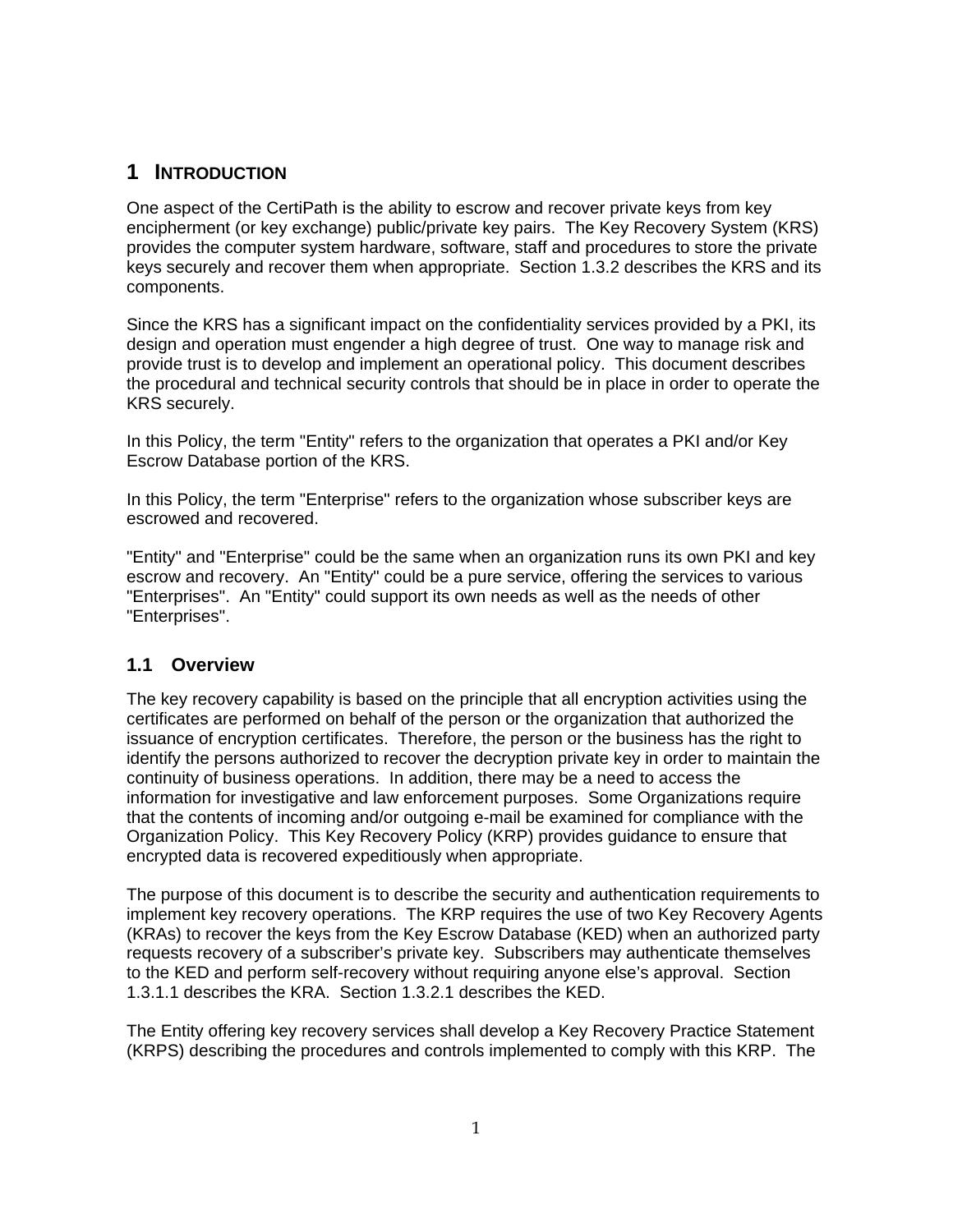# 1 INTRODUCTION

One aspect of the CertiPath is the ability to escrow and recover private keys from key encipherment (or key exchange) public/private key pairs. The Key Recovery System (KRS) provides the computer system hardware, software, staff and procedures to store the private keys securely and recover them when appropriate. Section 1.3.2 describes the KRS and its components.

Since the KRS has a significant impact on the confidentiality services provided by a PKI, its design and operation must engender a high degree of trust. One way to manage risk and provide trust is to develop and implement an operational policy. This document describes the procedural and technical security controls that should be in place in order to operate the KRS securely.

In this Policy, the term "Entity" refers to the organization that operates a PKI and/or Key Escrow Database portion of the KRS.

In this Policy, the term "Enterprise" refers to the organization whose subscriber keys are escrowed and recovered.

"Entity" and "Enterprise" could be the same when an organization runs its own PKI and key escrow and recovery. An "Entity" could be a pure service, offering the services to various "Enterprises". An "Entity" could support its own needs as well as the needs of other "Enterprises".

## 1.1 Overview

The key recovery capability is based on the principle that all encryption activities using the certificates are performed on behalf of the person or the organization that authorized the issuance of encryption certificates. Therefore, the person or the business has the right to identify the persons authorized to recover the decryption private key in order to maintain the continuity of business operations. In addition, there may be a need to access the information for investigative and law enforcement purposes. Some Organizations require that the contents of incoming and/or outgoing e-mail be examined for compliance with the Organization Policy. This Key Recovery Policy (KRP) provides guidance to ensure that encrypted data is recovered expeditiously when appropriate.

The purpose of this document is to describe the security and authentication requirements to implement key recovery operations. The KRP requires the use of two Key Recovery Agents (KRAs) to recover the keys from the Key Escrow Database (KED) when an authorized party requests recovery of a subscriber's private key. Subscribers may authenticate themselves to the KED and perform self-recovery without requiring anyone else's approval. Section 1.3.1.1 describes the KRA. Section 1.3.2.1 describes the KED.

The Entity offering key recovery services shall develop a Key Recovery Practice Statement (KRPS) describing the procedures and controls implemented to comply with this KRP. The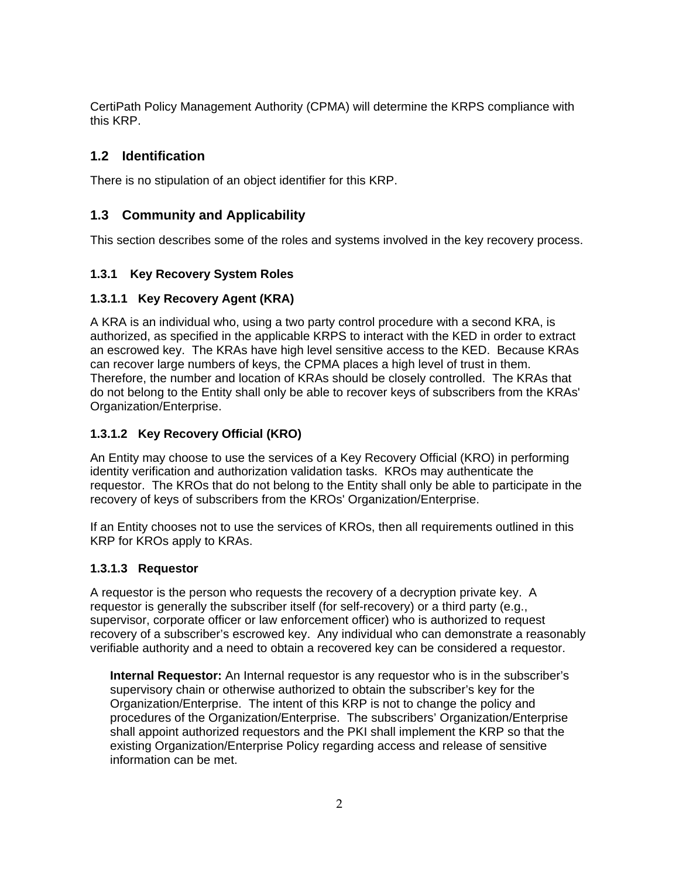CertiPath Policy Management Authority (CPMA) will determine the KRPS compliance with this KRP.

## 1.2 Identification

There is no stipulation of an object identifier for this KRP.

## 1.3 Community and Applicability

This section describes some of the roles and systems involved in the key recovery process.

### 1.3.1 Key Recovery System Roles

#### 1.3.1.1 Key Recovery Agent (KRA)

A KRA is an individual who, using a two party control procedure with a second KRA, is authorized, as specified in the applicable KRPS to interact with the KED in order to extract an escrowed key. The KRAs have high level sensitive access to the KED. Because KRAs can recover large numbers of keys, the CPMA places a high level of trust in them. Therefore, the number and location of KRAs should be closely controlled. The KRAs that do not belong to the Entity shall only be able to recover keys of subscribers from the KRAs' Organization/Enterprise.

#### 1.3.1.2 Key Recovery Official (KRO)

An Entity may choose to use the services of a Key Recovery Official (KRO) in performing identity verification and authorization validation tasks. KROs may authenticate the requestor. The KROs that do not belong to the Entity shall only be able to participate in the recovery of keys of subscribers from the KROs' Organization/Enterprise.

If an Entity chooses not to use the services of KROs, then all requirements outlined in this KRP for KROs apply to KRAs.

#### 1.3.1.3 Requestor

A requestor is the person who requests the recovery of a decryption private key. A requestor is generally the subscriber itself (for self-recovery) or a third party (e.g., supervisor, corporate officer or law enforcement officer) who is authorized to request recovery of a subscriber's escrowed key. Any individual who can demonstrate a reasonably verifiable authority and a need to obtain a recovered key can be considered a requestor.

**Internal Requestor:** An Internal requestor is any requestor who is in the subscriber's supervisory chain or otherwise authorized to obtain the subscriber's key for the Organization/Enterprise. The intent of this KRP is not to change the policy and procedures of the Organization/Enterprise. The subscribers' Organization/Enterprise shall appoint authorized requestors and the PKI shall implement the KRP so that the existing Organization/Enterprise Policy regarding access and release of sensitive information can be met.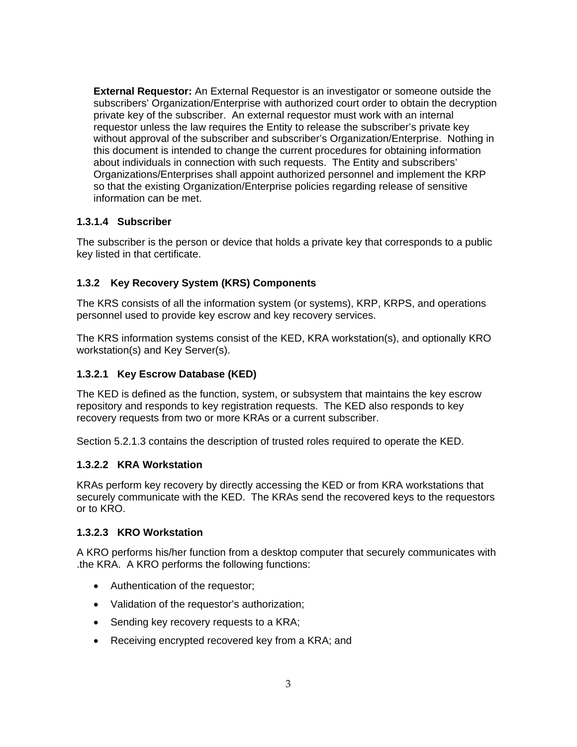**External Requestor:** An External Requestor is an investigator or someone outside the subscribers' Organization/Enterprise with authorized court order to obtain the decryption private key of the subscriber. An external requestor must work with an internal requestor unless the law requires the Entity to release the subscriber's private key without approval of the subscriber and subscriber's Organization/Enterprise. Nothing in this document is intended to change the current procedures for obtaining information about individuals in connection with such requests. The Entity and subscribers' Organizations/Enterprises shall appoint authorized personnel and implement the KRP so that the existing Organization/Enterprise policies regarding release of sensitive information can be met.

#### 1.3.1.4 Subscriber

The subscriber is the person or device that holds a private key that corresponds to a public key listed in that certificate.

### 1.3.2 Key Recovery System (KRS) Components

The KRS consists of all the information system (or systems), KRP, KRPS, and operations personnel used to provide key escrow and key recovery services.

The KRS information systems consist of the KED, KRA workstation(s), and optionally KRO workstation(s) and Key Server(s).

#### 1.3.2.1 Key Escrow Database (KED)

The KED is defined as the function, system, or subsystem that maintains the key escrow repository and responds to key registration requests. The KED also responds to key recovery requests from two or more KRAs or a current subscriber.

Section 5.2.1.3 contains the description of trusted roles required to operate the KED.

#### 1.3.2.2 KRA Workstation

KRAs perform key recovery by directly accessing the KED or from KRA workstations that securely communicate with the KED. The KRAs send the recovered keys to the requestors or to KRO.

#### 1.3.2.3 KRO Workstation

A KRO performs his/her function from a desktop computer that securely communicates with .the KRA. A KRO performs the following functions:

- Authentication of the requestor;
- Validation of the requestor's authorization;
- Sending key recovery requests to a KRA;
- Receiving encrypted recovered key from a KRA; and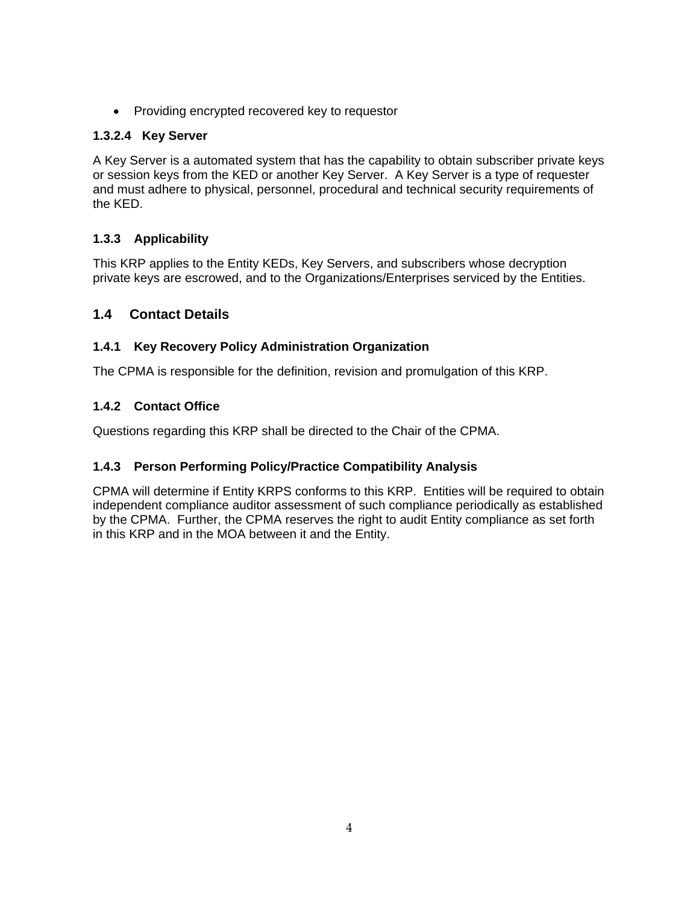- Providing encrypted recovered key to requestor

#### 1.3.2.4 Key Server

A Key Server is a automated system that has the capability to obtain subscriber private keys or session keys from the KED or another Key Server. A Key Server is a type of requester and must adhere to physical, personnel, procedural and technical security requirements of the KED.

### 1.3.3 Applicability

This KRP applies to the Entity KEDs, Key Servers, and subscribers whose decryption private keys are escrowed, and to the Organizations/Enterprises serviced by the Entities.

## 1.4 Contact Details

### 1.4.1 Key Recovery Policy Administration Organization

The CPMA is responsible for the definition, revision and promulgation of this KRP.

### 1.4.2 Contact Office

Questions regarding this KRP shall be directed to the Chair of the CPMA.

### 1.4.3 Person Performing Policy/Practice Compatibility Analysis

CPMA will determine if Entity KRPS conforms to this KRP. Entities will be required to obtain independent compliance auditor assessment of such compliance periodically as established by the CPMA. Further, the CPMA reserves the right to audit Entity compliance as set forth in this KRP and in the MOA between it and the Entity.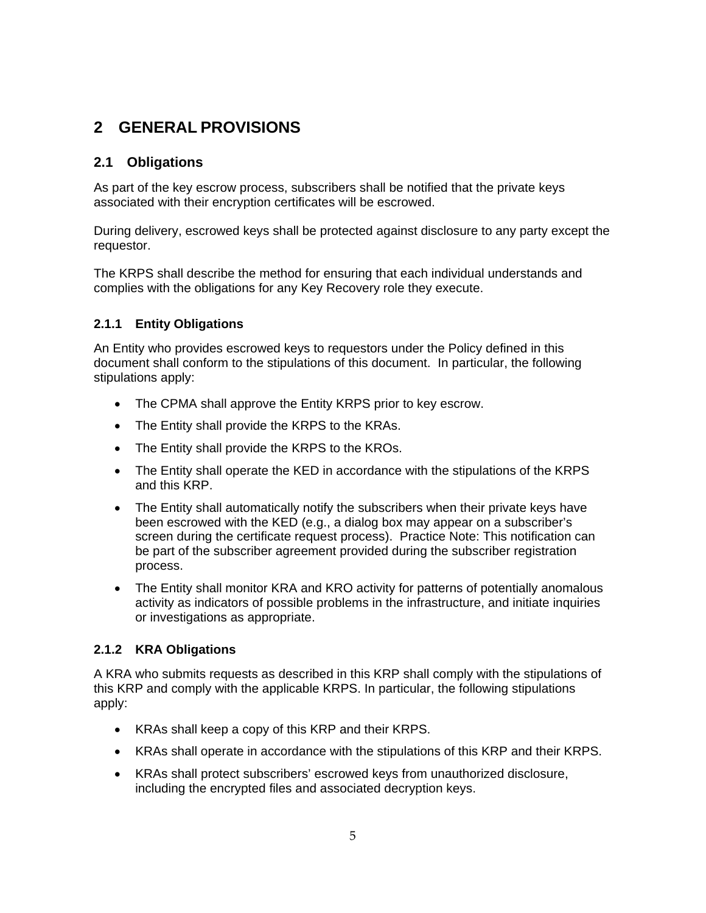# 2 GENERAL PROVISIONS

## 2.1 Obligations

As part of the key escrow process, subscribers shall be notified that the private keys associated with their encryption certificates will be escrowed.

During delivery, escrowed keys shall be protected against disclosure to any party except the requestor.

The KRPS shall describe the method for ensuring that each individual understands and complies with the obligations for any Key Recovery role they execute.

### 2.1.1 Entity Obligations

An Entity who provides escrowed keys to requestors under the Policy defined in this document shall conform to the stipulations of this document. In particular, the following stipulations apply:

- The CPMA shall approve the Entity KRPS prior to key escrow.
- The Entity shall provide the KRPS to the KRAs.
- The Entity shall provide the KRPS to the KROs.
- The Entity shall operate the KED in accordance with the stipulations of the KRPS and this KRP.
- The Entity shall automatically notify the subscribers when their private keys have been escrowed with the KED (e.g., a dialog box may appear on a subscriber's screen during the certificate request process). Practice Note: This notification can be part of the subscriber agreement provided during the subscriber registration process.
- The Entity shall monitor KRA and KRO activity for patterns of potentially anomalous activity as indicators of possible problems in the infrastructure, and initiate inquiries or investigations as appropriate.

### 2.1.2 KRA Obligations

A KRA who submits requests as described in this KRP shall comply with the stipulations of this KRP and comply with the applicable KRPS. In particular, the following stipulations apply:

- KRAs shall keep a copy of this KRP and their KRPS.
- KRAs shall operate in accordance with the stipulations of this KRP and their KRPS.
- KRAs shall protect subscribers' escrowed keys from unauthorized disclosure, including the encrypted files and associated decryption keys.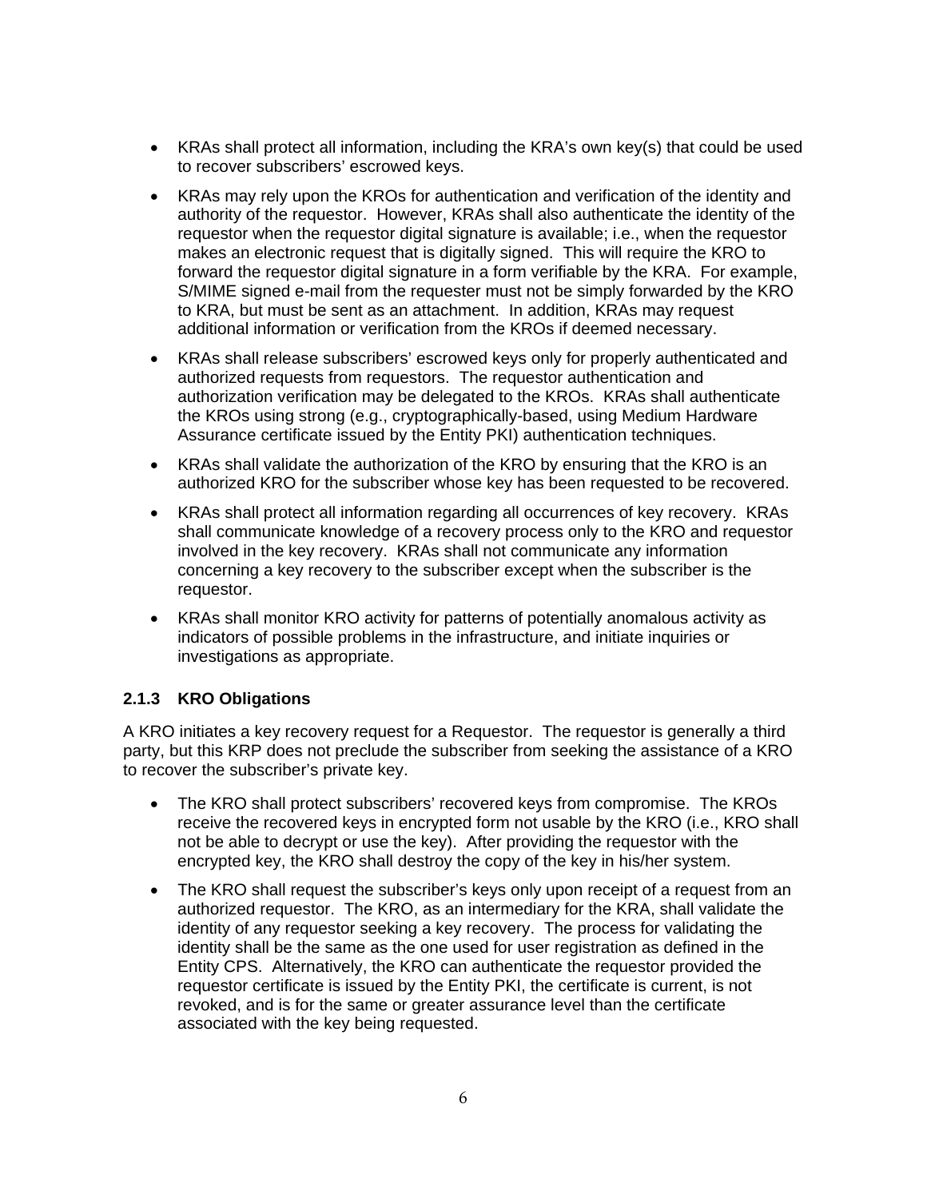- KRAs shall protect all information, including the KRA's own key(s) that could be used to recover subscribers' escrowed keys.
- KRAs may rely upon the KROs for authentication and verification of the identity and authority of the requestor. However, KRAs shall also authenticate the identity of the requestor when the requestor digital signature is available; i.e., when the requestor makes an electronic request that is digitally signed. This will require the KRO to forward the requestor digital signature in a form verifiable by the KRA. For example, S/MIME signed e-mail from the requester must not be simply forwarded by the KRO to KRA, but must be sent as an attachment. In addition, KRAs may request additional information or verification from the KROs if deemed necessary.
- KRAs shall release subscribers' escrowed keys only for properly authenticated and authorized requests from requestors. The requestor authentication and authorization verification may be delegated to the KROs. KRAs shall authenticate the KROs using strong (e.g., cryptographically-based, using Medium Hardware Assurance certificate issued by the Entity PKI) authentication techniques.
- KRAs shall validate the authorization of the KRO by ensuring that the KRO is an authorized KRO for the subscriber whose key has been requested to be recovered.
- KRAs shall protect all information regarding all occurrences of key recovery. KRAs shall communicate knowledge of a recovery process only to the KRO and requestor involved in the key recovery. KRAs shall not communicate any information concerning a key recovery to the subscriber except when the subscriber is the requestor.
- KRAs shall monitor KRO activity for patterns of potentially anomalous activity as indicators of possible problems in the infrastructure, and initiate inquiries or investigations as appropriate.

### 2.1.3 KRO Obligations

A KRO initiates a key recovery request for a Requestor. The requestor is generally a third party, but this KRP does not preclude the subscriber from seeking the assistance of a KRO to recover the subscriber's private key.

- The KRO shall protect subscribers' recovered keys from compromise. The KROs receive the recovered keys in encrypted form not usable by the KRO (i.e., KRO shall not be able to decrypt or use the key). After providing the requestor with the encrypted key, the KRO shall destroy the copy of the key in his/her system.
- The KRO shall request the subscriber's keys only upon receipt of a request from an authorized requestor. The KRO, as an intermediary for the KRA, shall validate the identity of any requestor seeking a key recovery. The process for validating the identity shall be the same as the one used for user registration as defined in the Entity CPS. Alternatively, the KRO can authenticate the requestor provided the requestor certificate is issued by the Entity PKI, the certificate is current, is not revoked, and is for the same or greater assurance level than the certificate associated with the key being requested.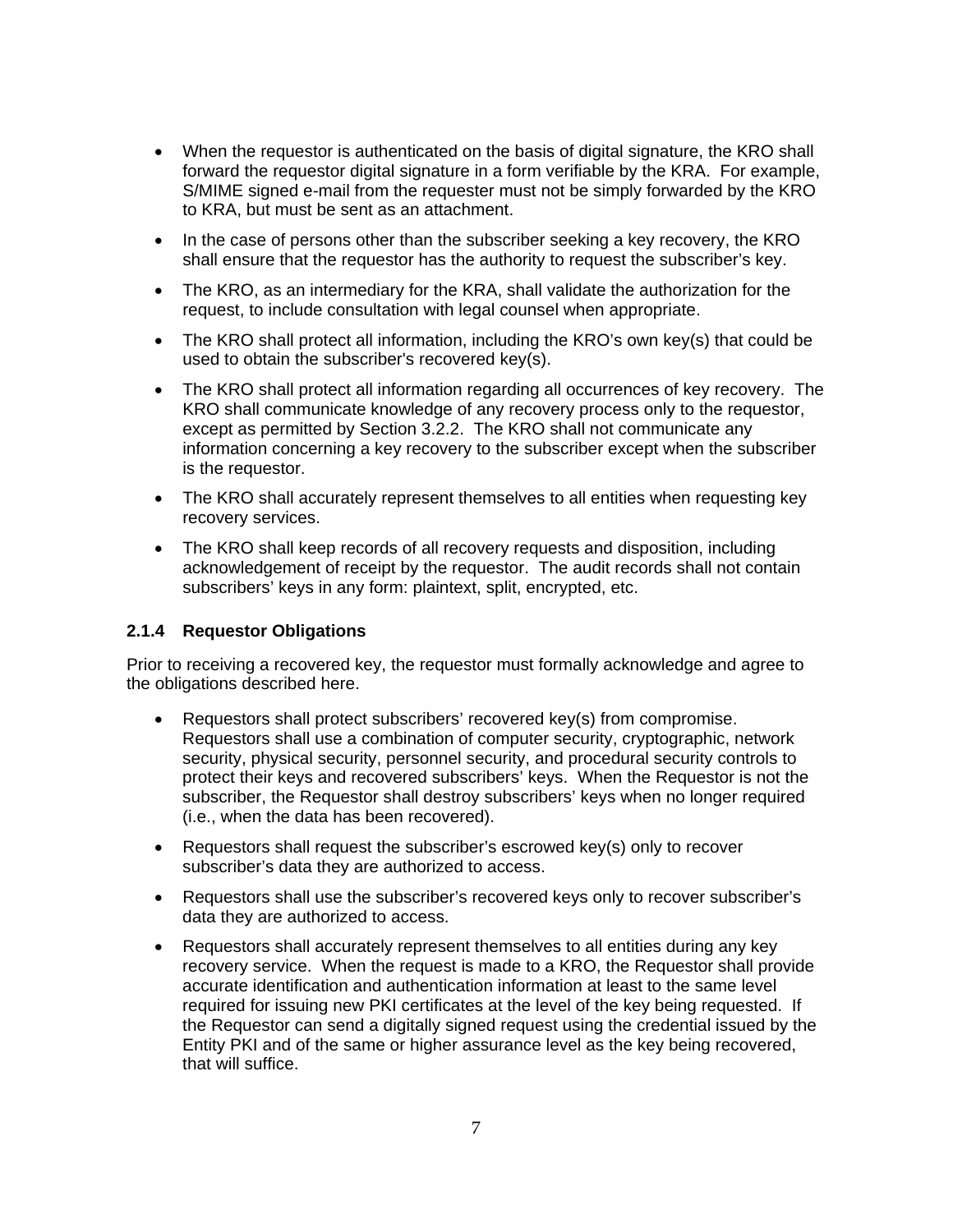- When the requestor is authenticated on the basis of digital signature, the KRO shall forward the requestor digital signature in a form verifiable by the KRA. For example, S/MIME signed e-mail from the requester must not be simply forwarded by the KRO to KRA, but must be sent as an attachment.
- In the case of persons other than the subscriber seeking a key recovery, the KRO shall ensure that the requestor has the authority to request the subscriber's key.
- The KRO, as an intermediary for the KRA, shall validate the authorization for the request, to include consultation with legal counsel when appropriate.
- The KRO shall protect all information, including the KRO's own key(s) that could be used to obtain the subscriber's recovered key(s).
- The KRO shall protect all information regarding all occurrences of key recovery. The KRO shall communicate knowledge of any recovery process only to the requestor, except as permitted by Section 3.2.2. The KRO shall not communicate any information concerning a key recovery to the subscriber except when the subscriber is the requestor.
- The KRO shall accurately represent themselves to all entities when requesting key recovery services.
- The KRO shall keep records of all recovery requests and disposition, including acknowledgement of receipt by the requestor. The audit records shall not contain subscribers' keys in any form: plaintext, split, encrypted, etc.

#### 2.1.4 Requestor Obligations

Prior to receiving a recovered key, the requestor must formally acknowledge and agree to the obligations described here.

- Requestors shall protect subscribers' recovered key(s) from compromise. Requestors shall use a combination of computer security, cryptographic, network security, physical security, personnel security, and procedural security controls to protect their keys and recovered subscribers' keys. When the Requestor is not the subscriber, the Requestor shall destroy subscribers' keys when no longer required (i.e., when the data has been recovered).
- Requestors shall request the subscriber's escrowed key(s) only to recover subscriber's data they are authorized to access.
- Requestors shall use the subscriber's recovered keys only to recover subscriber's data they are authorized to access.
- Requestors shall accurately represent themselves to all entities during any key recovery service. When the request is made to a KRO, the Requestor shall provide accurate identification and authentication information at least to the same level required for issuing new PKI certificates at the level of the key being requested. If the Requestor can send a digitally signed request using the credential issued by the Entity PKI and of the same or higher assurance level as the key being recovered, that will suffice.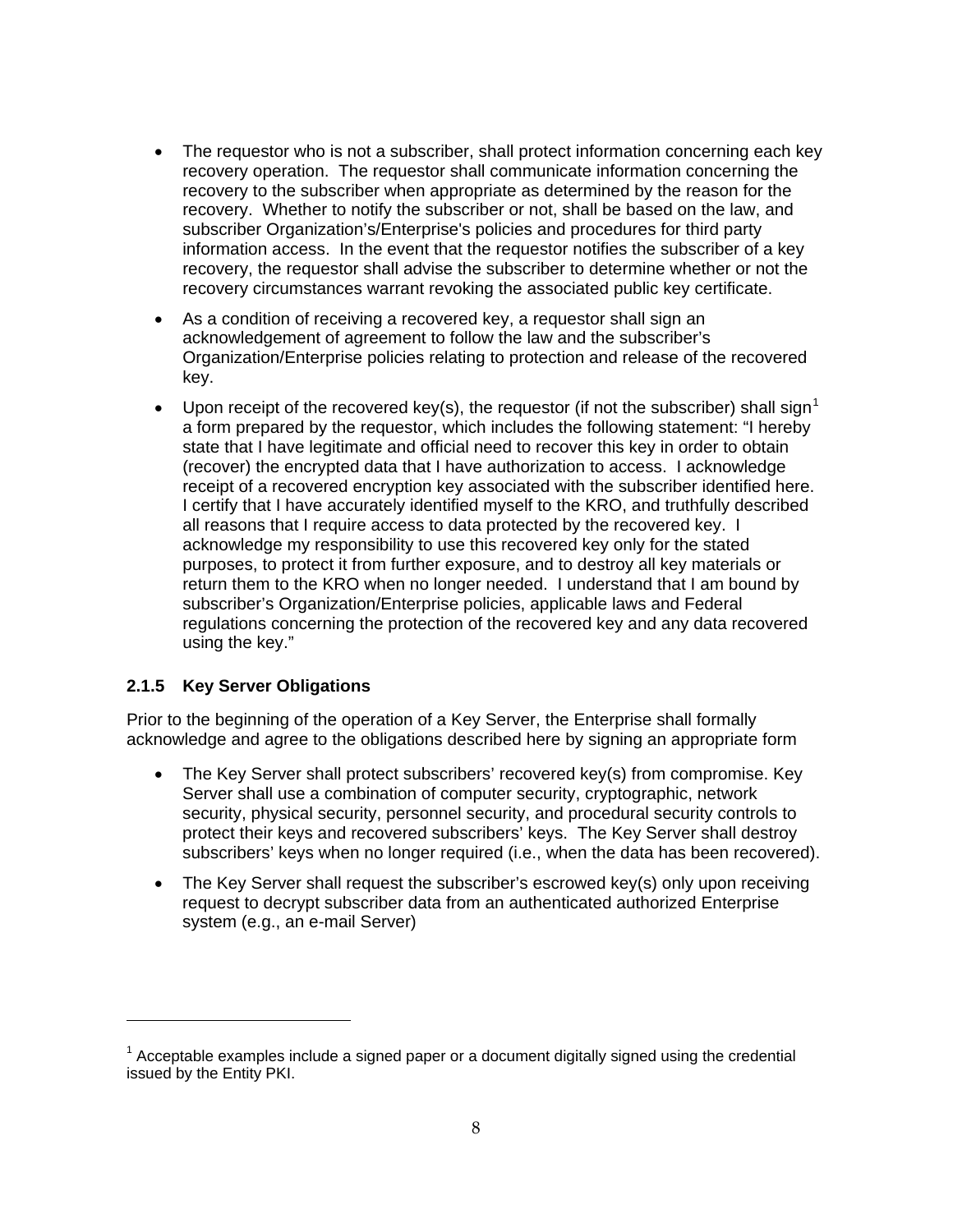- The requestor who is not a subscriber, shall protect information concerning each key recovery operation. The requestor shall communicate information concerning the recovery to the subscriber when appropriate as determined by the reason for the recovery. Whether to notify the subscriber or not, shall be based on the law, and subscriber Organization's/Enterprise's policies and procedures for third party information access. In the event that the requestor notifies the subscriber of a key recovery, the requestor shall advise the subscriber to determine whether or not the recovery circumstances warrant revoking the associated public key certificate.

- As a condition of receiving a recovered key, a requestor shall sign an acknowledgement of agreement to follow the law and the subscriber's Organization/Enterprise policies relating to protection and release of the recovered key.

- Upon receipt of the recovered key(s), the requestor (if not the subscriber) shall sign[1] a form prepared by the requestor, which includes the following statement: "I hereby state that I have legitimate and official need to recover this key in order to obtain (recover) the encrypted data that I have authorization to access. I acknowledge receipt of a recovered encryption key associated with the subscriber identified here. I certify that I have accurately identified myself to the KRO, and truthfully described all reasons that I require access to data protected by the recovered key. I acknowledge my responsibility to use this recovered key only for the stated purposes, to protect it from further exposure, and to destroy all key materials or return them to the KRO when no longer needed. I understand that I am bound by subscriber's Organization/Enterprise policies, applicable laws and Federal regulations concerning the protection of the recovered key and any data recovered using the key."

### 2.1.5 Key Server Obligations

Prior to the beginning of the operation of a Key Server, the Enterprise shall formally acknowledge and agree to the obligations described here by signing an appropriate form

- The Key Server shall protect subscribers' recovered key(s) from compromise. Key Server shall use a combination of computer security, cryptographic, network security, physical security, personnel security, and procedural security controls to protect their keys and recovered subscribers' keys. The Key Server shall destroy subscribers' keys when no longer required (i.e., when the data has been recovered).

- The Key Server shall request the subscriber's escrowed key(s) only upon receiving request to decrypt subscriber data from an authenticated authorized Enterprise system (e.g., an e-mail Server)

---

[1] Acceptable examples include a signed paper or a document digitally signed using the credential issued by the Entity PKI.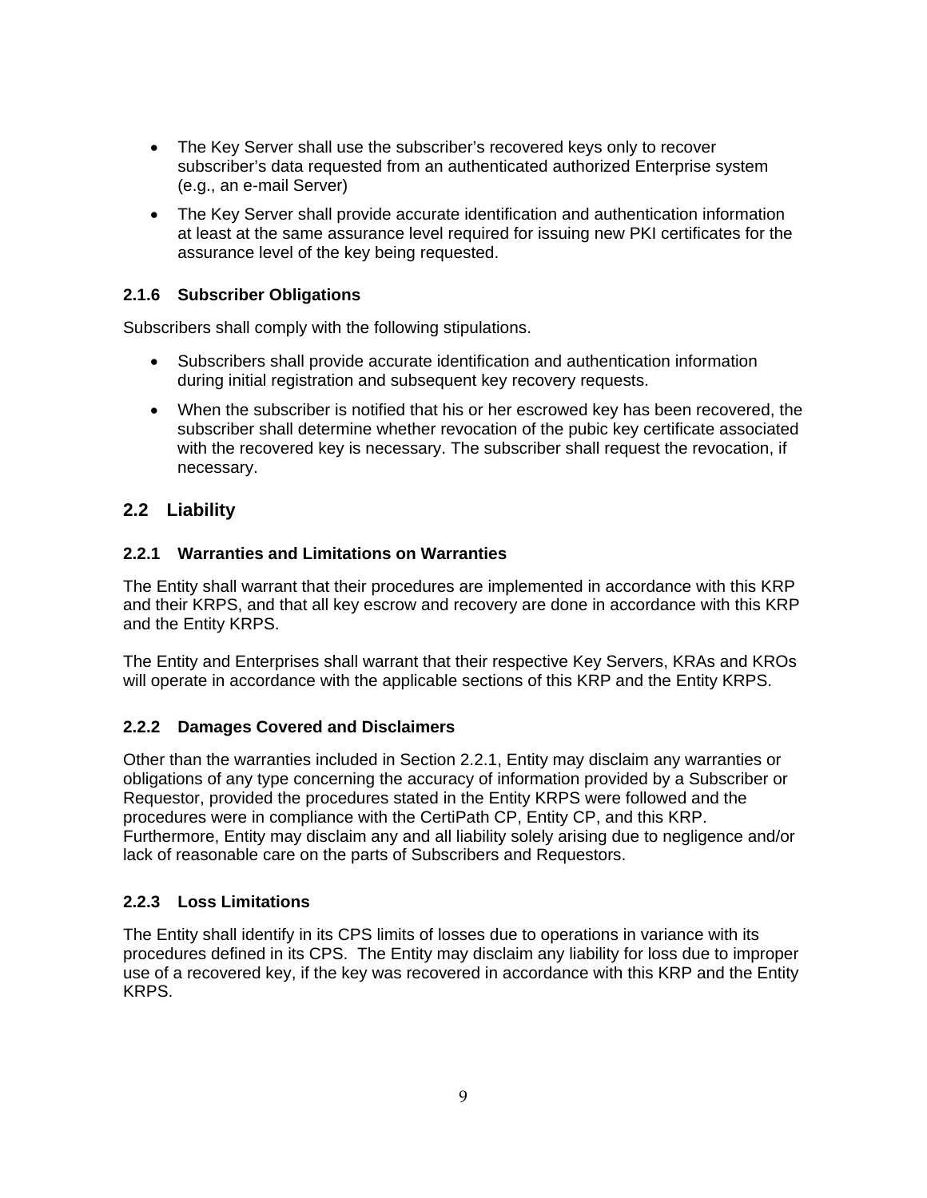- The Key Server shall use the subscriber's recovered keys only to recover subscriber's data requested from an authenticated authorized Enterprise system (e.g., an e-mail Server)
- The Key Server shall provide accurate identification and authentication information at least at the same assurance level required for issuing new PKI certificates for the assurance level of the key being requested.

#### 2.1.6 Subscriber Obligations

Subscribers shall comply with the following stipulations.

- Subscribers shall provide accurate identification and authentication information during initial registration and subsequent key recovery requests.
- When the subscriber is notified that his or her escrowed key has been recovered, the subscriber shall determine whether revocation of the pubic key certificate associated with the recovered key is necessary. The subscriber shall request the revocation, if necessary.

### 2.2 Liability

#### 2.2.1 Warranties and Limitations on Warranties

The Entity shall warrant that their procedures are implemented in accordance with this KRP and their KRPS, and that all key escrow and recovery are done in accordance with this KRP and the Entity KRPS.

The Entity and Enterprises shall warrant that their respective Key Servers, KRAs and KROs will operate in accordance with the applicable sections of this KRP and the Entity KRPS.

#### 2.2.2 Damages Covered and Disclaimers

Other than the warranties included in Section 2.2.1, Entity may disclaim any warranties or obligations of any type concerning the accuracy of information provided by a Subscriber or Requestor, provided the procedures stated in the Entity KRPS were followed and the procedures were in compliance with the CertiPath CP, Entity CP, and this KRP. Furthermore, Entity may disclaim any and all liability solely arising due to negligence and/or lack of reasonable care on the parts of Subscribers and Requestors.

#### 2.2.3 Loss Limitations

The Entity shall identify in its CPS limits of losses due to operations in variance with its procedures defined in its CPS. The Entity may disclaim any liability for loss due to improper use of a recovered key, if the key was recovered in accordance with this KRP and the Entity KRPS.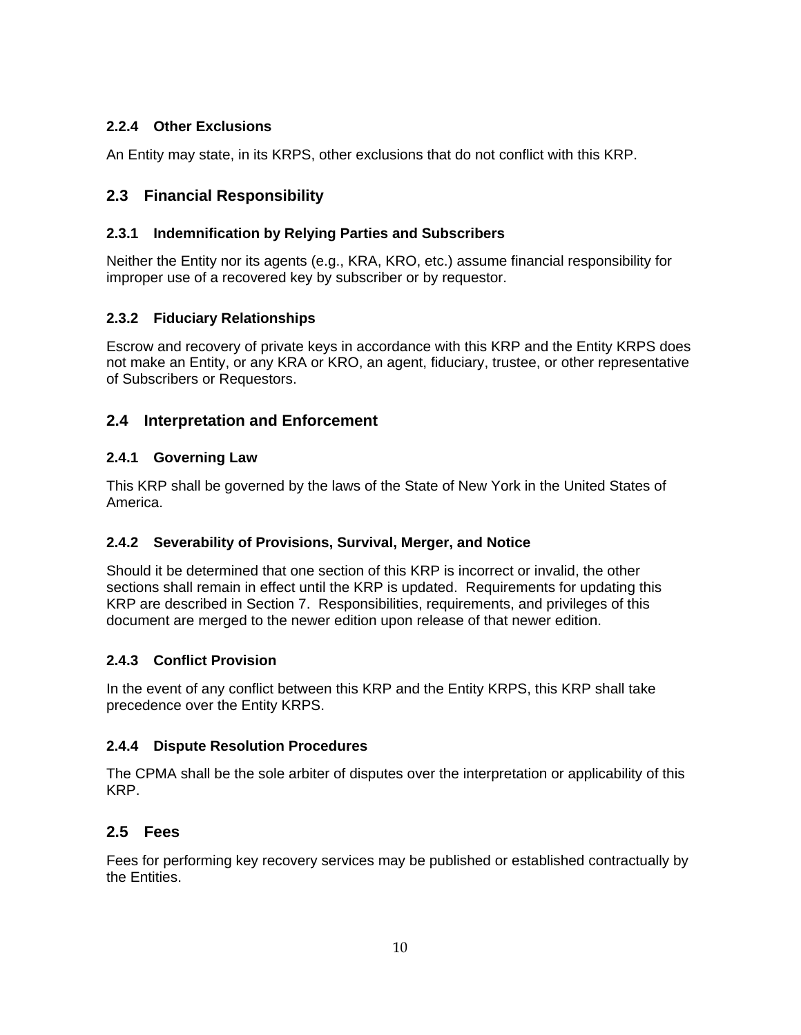### 2.2.4 Other Exclusions

An Entity may state, in its KRPS, other exclusions that do not conflict with this KRP.

## 2.3 Financial Responsibility

### 2.3.1 Indemnification by Relying Parties and Subscribers

Neither the Entity nor its agents (e.g., KRA, KRO, etc.) assume financial responsibility for improper use of a recovered key by subscriber or by requestor.

### 2.3.2 Fiduciary Relationships

Escrow and recovery of private keys in accordance with this KRP and the Entity KRPS does not make an Entity, or any KRA or KRO, an agent, fiduciary, trustee, or other representative of Subscribers or Requestors.

## 2.4 Interpretation and Enforcement

### 2.4.1 Governing Law

This KRP shall be governed by the laws of the State of New York in the United States of America.

### 2.4.2 Severability of Provisions, Survival, Merger, and Notice

Should it be determined that one section of this KRP is incorrect or invalid, the other sections shall remain in effect until the KRP is updated. Requirements for updating this KRP are described in Section 7. Responsibilities, requirements, and privileges of this document are merged to the newer edition upon release of that newer edition.

### 2.4.3 Conflict Provision

In the event of any conflict between this KRP and the Entity KRPS, this KRP shall take precedence over the Entity KRPS.

### 2.4.4 Dispute Resolution Procedures

The CPMA shall be the sole arbiter of disputes over the interpretation or applicability of this KRP.

## 2.5 Fees

Fees for performing key recovery services may be published or established contractually by the Entities.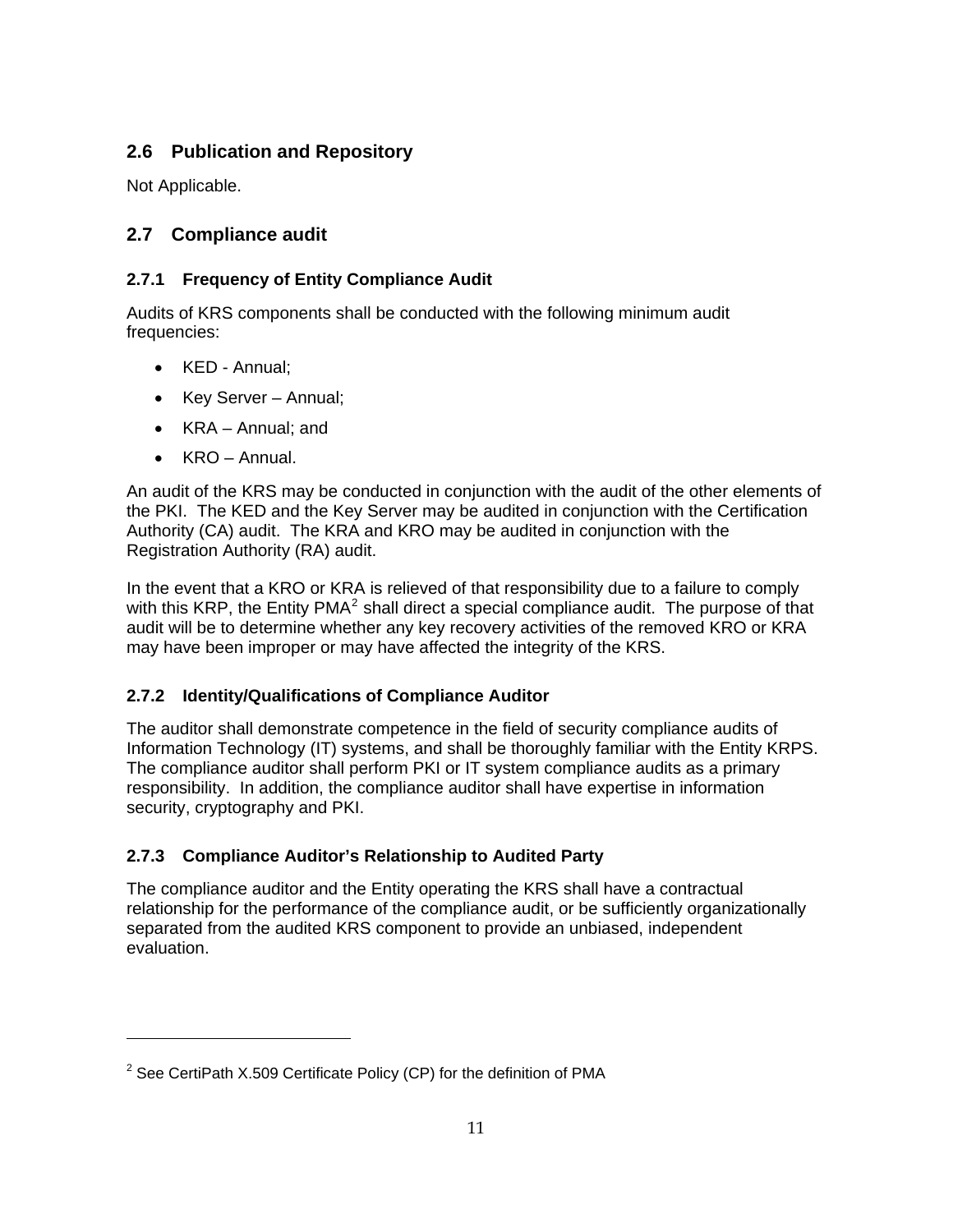## 2.6 Publication and Repository

Not Applicable.

## 2.7 Compliance audit

### 2.7.1 Frequency of Entity Compliance Audit

Audits of KRS components shall be conducted with the following minimum audit frequencies:

- KED - Annual;
- Key Server – Annual;
- KRA – Annual; and
- KRO – Annual.

An audit of the KRS may be conducted in conjunction with the audit of the other elements of the PKI. The KED and the Key Server may be audited in conjunction with the Certification Authority (CA) audit. The KRA and KRO may be audited in conjunction with the Registration Authority (RA) audit.

In the event that a KRO or KRA is relieved of that responsibility due to a failure to comply with this KRP, the Entity PMA[2] shall direct a special compliance audit. The purpose of that audit will be to determine whether any key recovery activities of the removed KRO or KRA may have been improper or may have affected the integrity of the KRS.

### 2.7.2 Identity/Qualifications of Compliance Auditor

The auditor shall demonstrate competence in the field of security compliance audits of Information Technology (IT) systems, and shall be thoroughly familiar with the Entity KRPS. The compliance auditor shall perform PKI or IT system compliance audits as a primary responsibility. In addition, the compliance auditor shall have expertise in information security, cryptography and PKI.

### 2.7.3 Compliance Auditor's Relationship to Audited Party

The compliance auditor and the Entity operating the KRS shall have a contractual relationship for the performance of the compliance audit, or be sufficiently organizationally separated from the audited KRS component to provide an unbiased, independent evaluation.

---

[2] See CertiPath X.509 Certificate Policy (CP) for the definition of PMA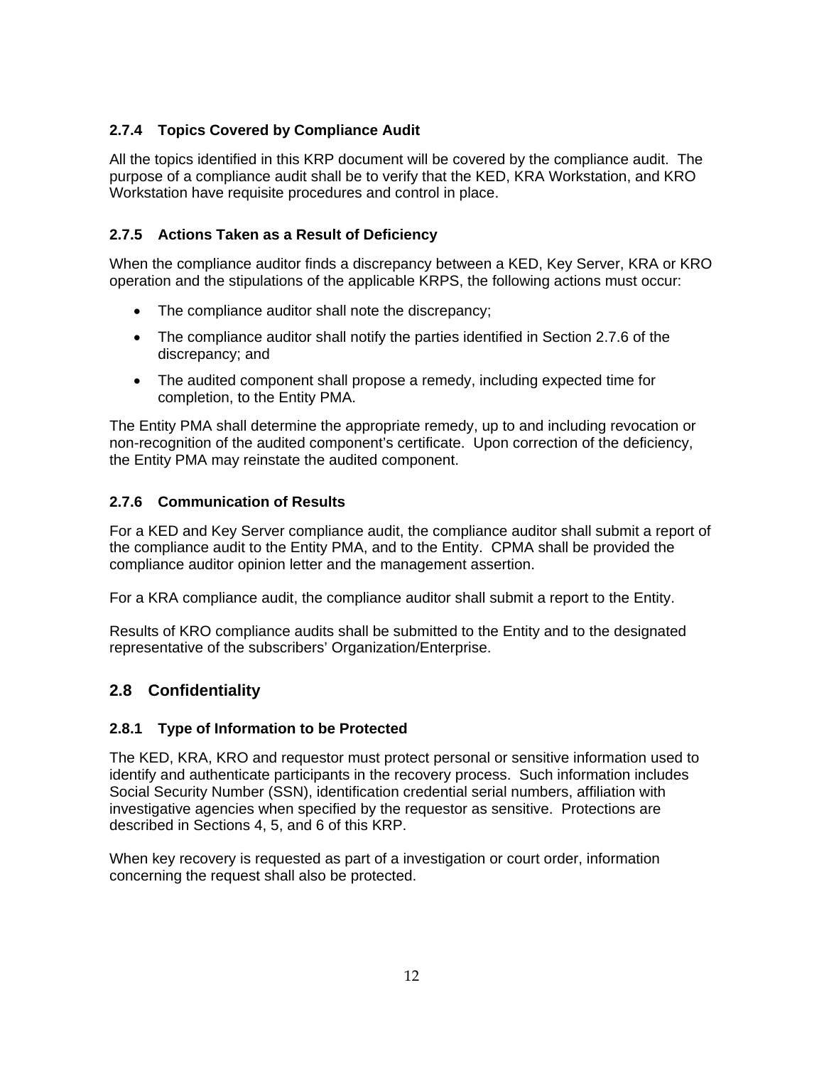### 2.7.4 Topics Covered by Compliance Audit

All the topics identified in this KRP document will be covered by the compliance audit. The purpose of a compliance audit shall be to verify that the KED, KRA Workstation, and KRO Workstation have requisite procedures and control in place.

### 2.7.5 Actions Taken as a Result of Deficiency

When the compliance auditor finds a discrepancy between a KED, Key Server, KRA or KRO operation and the stipulations of the applicable KRPS, the following actions must occur:

- The compliance auditor shall note the discrepancy;
- The compliance auditor shall notify the parties identified in Section 2.7.6 of the discrepancy; and
- The audited component shall propose a remedy, including expected time for completion, to the Entity PMA.

The Entity PMA shall determine the appropriate remedy, up to and including revocation or non-recognition of the audited component's certificate. Upon correction of the deficiency, the Entity PMA may reinstate the audited component.

### 2.7.6 Communication of Results

For a KED and Key Server compliance audit, the compliance auditor shall submit a report of the compliance audit to the Entity PMA, and to the Entity. CPMA shall be provided the compliance auditor opinion letter and the management assertion.

For a KRA compliance audit, the compliance auditor shall submit a report to the Entity.

Results of KRO compliance audits shall be submitted to the Entity and to the designated representative of the subscribers' Organization/Enterprise.

## 2.8 Confidentiality

### 2.8.1 Type of Information to be Protected

The KED, KRA, KRO and requestor must protect personal or sensitive information used to identify and authenticate participants in the recovery process. Such information includes Social Security Number (SSN), identification credential serial numbers, affiliation with investigative agencies when specified by the requestor as sensitive. Protections are described in Sections 4, 5, and 6 of this KRP.

When key recovery is requested as part of a investigation or court order, information concerning the request shall also be protected.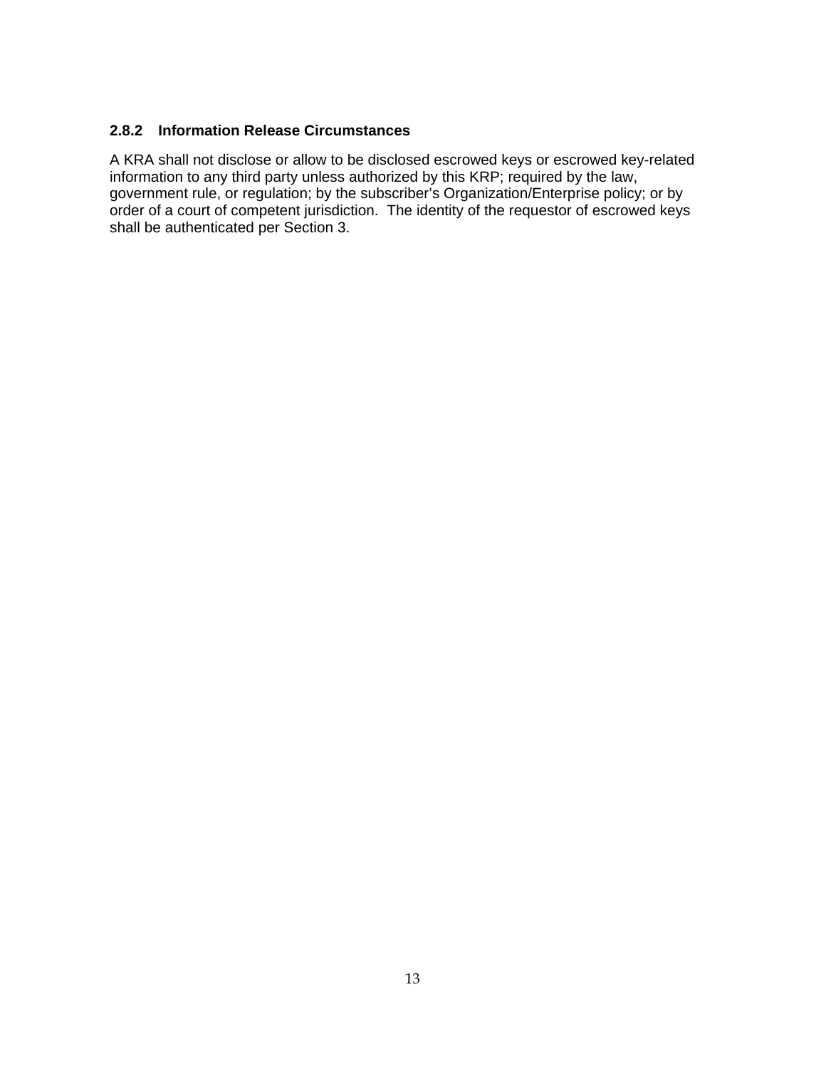### 2.8.2 Information Release Circumstances

A KRA shall not disclose or allow to be disclosed escrowed keys or escrowed key-related information to any third party unless authorized by this KRP; required by the law, government rule, or regulation; by the subscriber's Organization/Enterprise policy; or by order of a court of competent jurisdiction. The identity of the requestor of escrowed keys shall be authenticated per Section 3.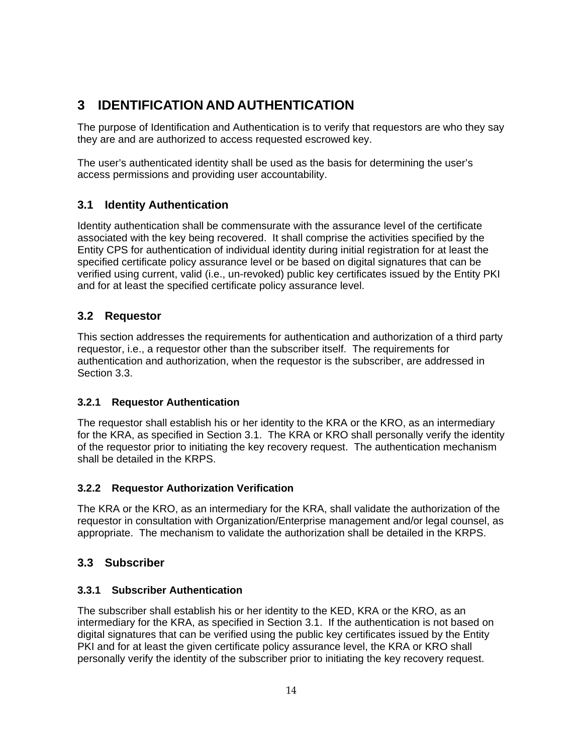# 3 IDENTIFICATION AND AUTHENTICATION

The purpose of Identification and Authentication is to verify that requestors are who they say they are and are authorized to access requested escrowed key.

The user's authenticated identity shall be used as the basis for determining the user's access permissions and providing user accountability.

## 3.1 Identity Authentication

Identity authentication shall be commensurate with the assurance level of the certificate associated with the key being recovered. It shall comprise the activities specified by the Entity CPS for authentication of individual identity during initial registration for at least the specified certificate policy assurance level or be based on digital signatures that can be verified using current, valid (i.e., un-revoked) public key certificates issued by the Entity PKI and for at least the specified certificate policy assurance level.

## 3.2 Requestor

This section addresses the requirements for authentication and authorization of a third party requestor, i.e., a requestor other than the subscriber itself. The requirements for authentication and authorization, when the requestor is the subscriber, are addressed in Section 3.3.

### 3.2.1 Requestor Authentication

The requestor shall establish his or her identity to the KRA or the KRO, as an intermediary for the KRA, as specified in Section 3.1. The KRA or KRO shall personally verify the identity of the requestor prior to initiating the key recovery request. The authentication mechanism shall be detailed in the KRPS.

### 3.2.2 Requestor Authorization Verification

The KRA or the KRO, as an intermediary for the KRA, shall validate the authorization of the requestor in consultation with Organization/Enterprise management and/or legal counsel, as appropriate. The mechanism to validate the authorization shall be detailed in the KRPS.

## 3.3 Subscriber

### 3.3.1 Subscriber Authentication

The subscriber shall establish his or her identity to the KED, KRA or the KRO, as an intermediary for the KRA, as specified in Section 3.1. If the authentication is not based on digital signatures that can be verified using the public key certificates issued by the Entity PKI and for at least the given certificate policy assurance level, the KRA or KRO shall personally verify the identity of the subscriber prior to initiating the key recovery request.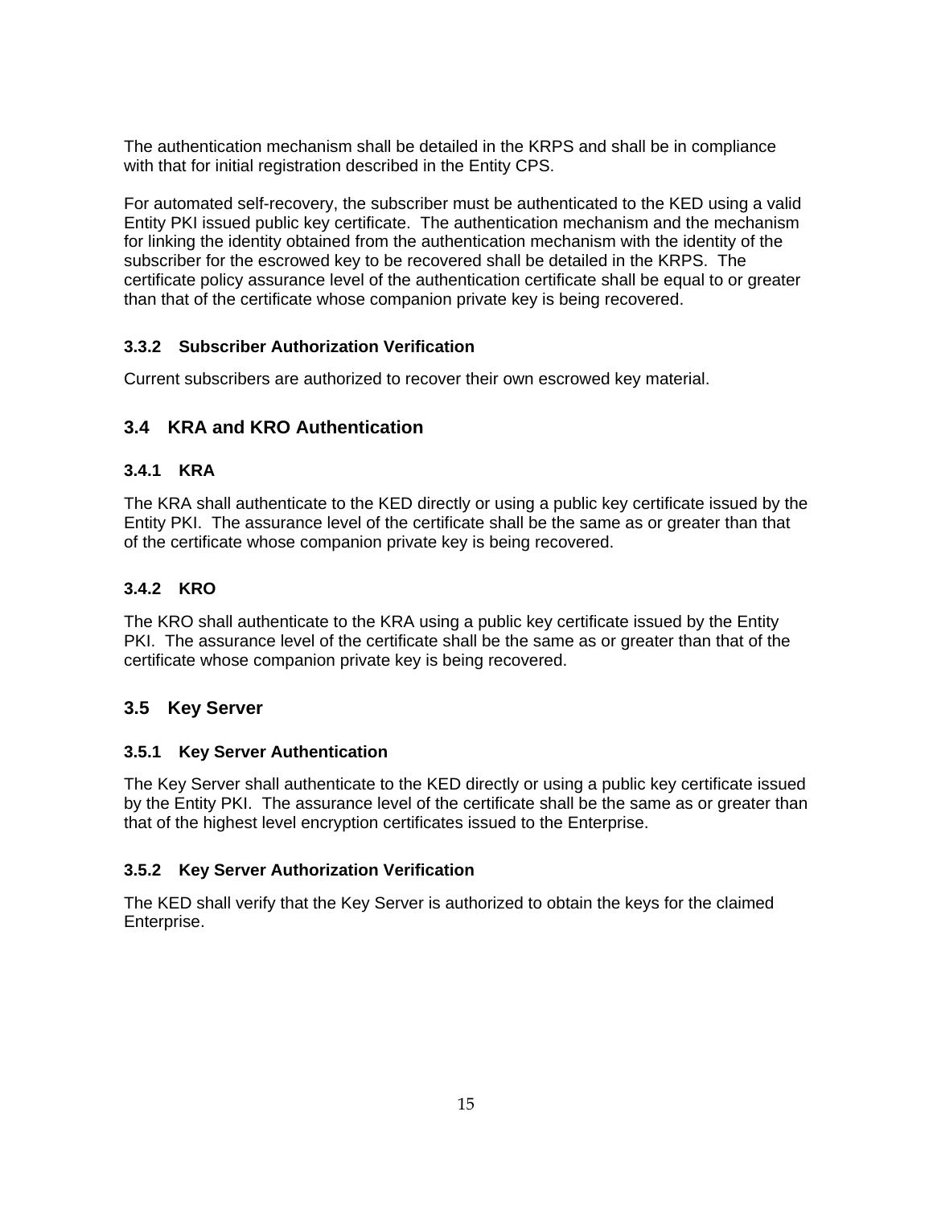The authentication mechanism shall be detailed in the KRPS and shall be in compliance with that for initial registration described in the Entity CPS.

For automated self-recovery, the subscriber must be authenticated to the KED using a valid Entity PKI issued public key certificate. The authentication mechanism and the mechanism for linking the identity obtained from the authentication mechanism with the identity of the subscriber for the escrowed key to be recovered shall be detailed in the KRPS. The certificate policy assurance level of the authentication certificate shall be equal to or greater than that of the certificate whose companion private key is being recovered.

#### 3.3.2 Subscriber Authorization Verification

Current subscribers are authorized to recover their own escrowed key material.

### 3.4 KRA and KRO Authentication

#### 3.4.1 KRA

The KRA shall authenticate to the KED directly or using a public key certificate issued by the Entity PKI. The assurance level of the certificate shall be the same as or greater than that of the certificate whose companion private key is being recovered.

#### 3.4.2 KRO

The KRO shall authenticate to the KRA using a public key certificate issued by the Entity PKI. The assurance level of the certificate shall be the same as or greater than that of the certificate whose companion private key is being recovered.

### 3.5 Key Server

#### 3.5.1 Key Server Authentication

The Key Server shall authenticate to the KED directly or using a public key certificate issued by the Entity PKI. The assurance level of the certificate shall be the same as or greater than that of the highest level encryption certificates issued to the Enterprise.

#### 3.5.2 Key Server Authorization Verification

The KED shall verify that the Key Server is authorized to obtain the keys for the claimed Enterprise.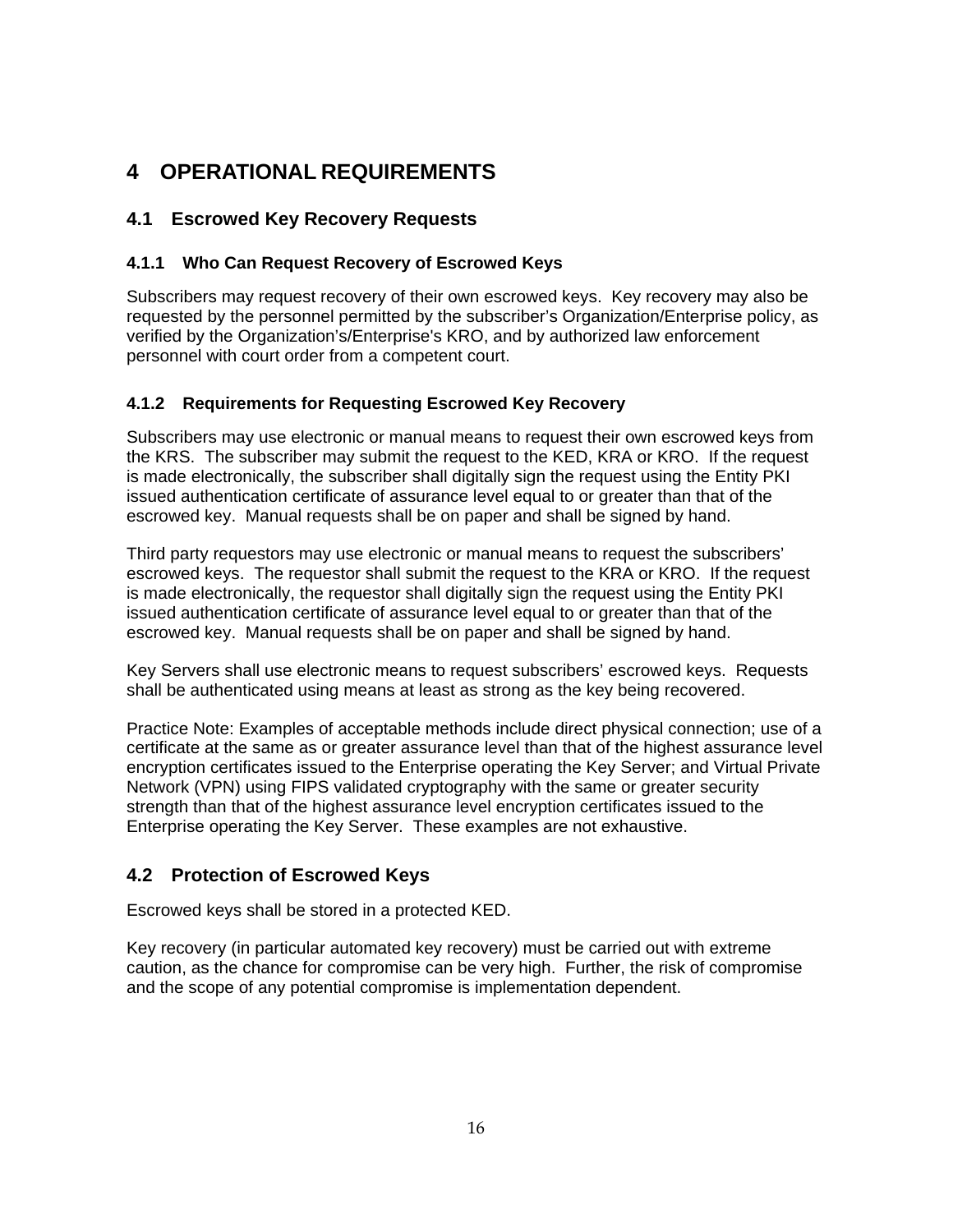# 4 OPERATIONAL REQUIREMENTS

## 4.1 Escrowed Key Recovery Requests

### 4.1.1 Who Can Request Recovery of Escrowed Keys

Subscribers may request recovery of their own escrowed keys. Key recovery may also be requested by the personnel permitted by the subscriber's Organization/Enterprise policy, as verified by the Organization's/Enterprise's KRO, and by authorized law enforcement personnel with court order from a competent court.

### 4.1.2 Requirements for Requesting Escrowed Key Recovery

Subscribers may use electronic or manual means to request their own escrowed keys from the KRS. The subscriber may submit the request to the KED, KRA or KRO. If the request is made electronically, the subscriber shall digitally sign the request using the Entity PKI issued authentication certificate of assurance level equal to or greater than that of the escrowed key. Manual requests shall be on paper and shall be signed by hand.

Third party requestors may use electronic or manual means to request the subscribers' escrowed keys. The requestor shall submit the request to the KRA or KRO. If the request is made electronically, the requestor shall digitally sign the request using the Entity PKI issued authentication certificate of assurance level equal to or greater than that of the escrowed key. Manual requests shall be on paper and shall be signed by hand.

Key Servers shall use electronic means to request subscribers' escrowed keys. Requests shall be authenticated using means at least as strong as the key being recovered.

Practice Note: Examples of acceptable methods include direct physical connection; use of a certificate at the same as or greater assurance level than that of the highest assurance level encryption certificates issued to the Enterprise operating the Key Server; and Virtual Private Network (VPN) using FIPS validated cryptography with the same or greater security strength than that of the highest assurance level encryption certificates issued to the Enterprise operating the Key Server. These examples are not exhaustive.

## 4.2 Protection of Escrowed Keys

Escrowed keys shall be stored in a protected KED.

Key recovery (in particular automated key recovery) must be carried out with extreme caution, as the chance for compromise can be very high. Further, the risk of compromise and the scope of any potential compromise is implementation dependent.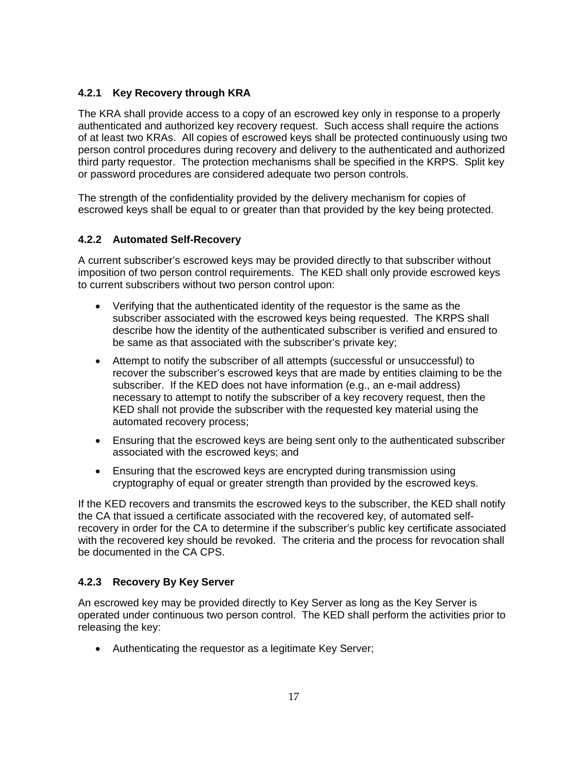### 4.2.1 Key Recovery through KRA

The KRA shall provide access to a copy of an escrowed key only in response to a properly authenticated and authorized key recovery request. Such access shall require the actions of at least two KRAs. All copies of escrowed keys shall be protected continuously using two person control procedures during recovery and delivery to the authenticated and authorized third party requestor. The protection mechanisms shall be specified in the KRPS. Split key or password procedures are considered adequate two person controls.

The strength of the confidentiality provided by the delivery mechanism for copies of escrowed keys shall be equal to or greater than that provided by the key being protected.

### 4.2.2 Automated Self-Recovery

A current subscriber's escrowed keys may be provided directly to that subscriber without imposition of two person control requirements. The KED shall only provide escrowed keys to current subscribers without two person control upon:

- Verifying that the authenticated identity of the requestor is the same as the subscriber associated with the escrowed keys being requested. The KRPS shall describe how the identity of the authenticated subscriber is verified and ensured to be same as that associated with the subscriber's private key;
- Attempt to notify the subscriber of all attempts (successful or unsuccessful) to recover the subscriber's escrowed keys that are made by entities claiming to be the subscriber. If the KED does not have information (e.g., an e-mail address) necessary to attempt to notify the subscriber of a key recovery request, then the KED shall not provide the subscriber with the requested key material using the automated recovery process;
- Ensuring that the escrowed keys are being sent only to the authenticated subscriber associated with the escrowed keys; and
- Ensuring that the escrowed keys are encrypted during transmission using cryptography of equal or greater strength than provided by the escrowed keys.

If the KED recovers and transmits the escrowed keys to the subscriber, the KED shall notify the CA that issued a certificate associated with the recovered key, of automated self-recovery in order for the CA to determine if the subscriber's public key certificate associated with the recovered key should be revoked. The criteria and the process for revocation shall be documented in the CA CPS.

### 4.2.3 Recovery By Key Server

An escrowed key may be provided directly to Key Server as long as the Key Server is operated under continuous two person control. The KED shall perform the activities prior to releasing the key:

- Authenticating the requestor as a legitimate Key Server;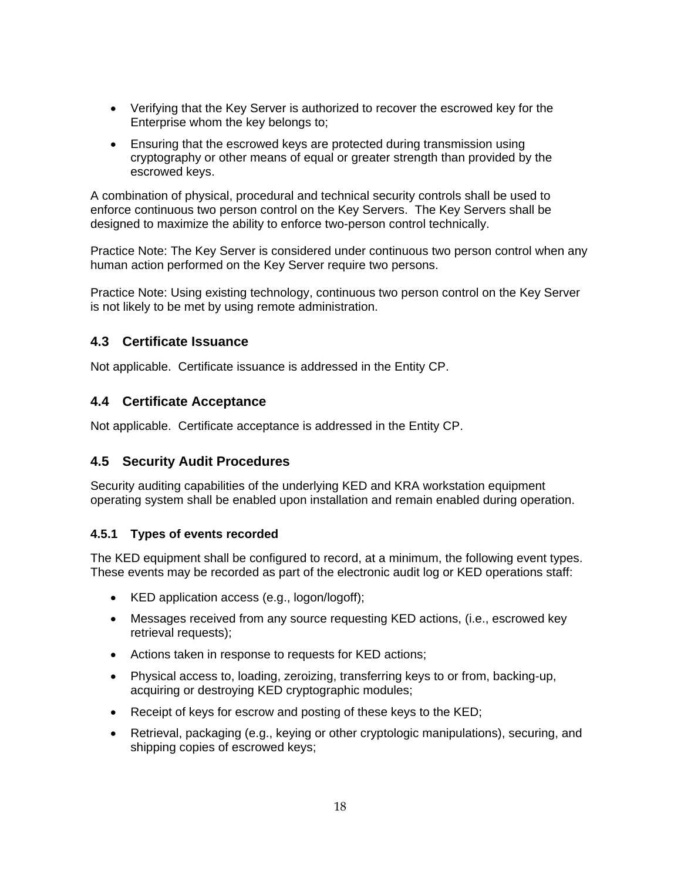- Verifying that the Key Server is authorized to recover the escrowed key for the Enterprise whom the key belongs to;
- Ensuring that the escrowed keys are protected during transmission using cryptography or other means of equal or greater strength than provided by the escrowed keys.

A combination of physical, procedural and technical security controls shall be used to enforce continuous two person control on the Key Servers. The Key Servers shall be designed to maximize the ability to enforce two-person control technically.

Practice Note: The Key Server is considered under continuous two person control when any human action performed on the Key Server require two persons.

Practice Note: Using existing technology, continuous two person control on the Key Server is not likely to be met by using remote administration.

## 4.3 Certificate Issuance

Not applicable. Certificate issuance is addressed in the Entity CP.

## 4.4 Certificate Acceptance

Not applicable. Certificate acceptance is addressed in the Entity CP.

## 4.5 Security Audit Procedures

Security auditing capabilities of the underlying KED and KRA workstation equipment operating system shall be enabled upon installation and remain enabled during operation.

### 4.5.1 Types of events recorded

The KED equipment shall be configured to record, at a minimum, the following event types. These events may be recorded as part of the electronic audit log or KED operations staff:

- KED application access (e.g., logon/logoff);
- Messages received from any source requesting KED actions, (i.e., escrowed key retrieval requests);
- Actions taken in response to requests for KED actions;
- Physical access to, loading, zeroizing, transferring keys to or from, backing-up, acquiring or destroying KED cryptographic modules;
- Receipt of keys for escrow and posting of these keys to the KED;
- Retrieval, packaging (e.g., keying or other cryptologic manipulations), securing, and shipping copies of escrowed keys;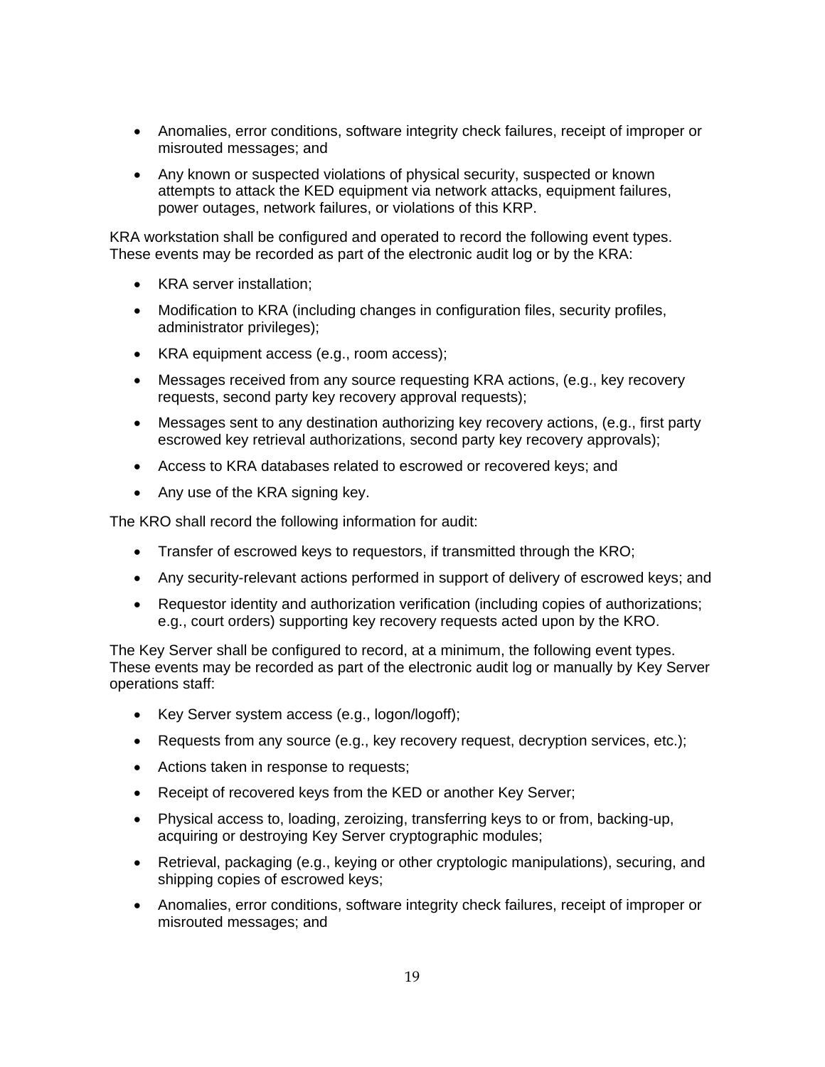- Anomalies, error conditions, software integrity check failures, receipt of improper or misrouted messages; and
- Any known or suspected violations of physical security, suspected or known attempts to attack the KED equipment via network attacks, equipment failures, power outages, network failures, or violations of this KRP.

KRA workstation shall be configured and operated to record the following event types. These events may be recorded as part of the electronic audit log or by the KRA:

- KRA server installation;
- Modification to KRA (including changes in configuration files, security profiles, administrator privileges);
- KRA equipment access (e.g., room access);
- Messages received from any source requesting KRA actions, (e.g., key recovery requests, second party key recovery approval requests);
- Messages sent to any destination authorizing key recovery actions, (e.g., first party escrowed key retrieval authorizations, second party key recovery approvals);
- Access to KRA databases related to escrowed or recovered keys; and
- Any use of the KRA signing key.

The KRO shall record the following information for audit:

- Transfer of escrowed keys to requestors, if transmitted through the KRO;
- Any security-relevant actions performed in support of delivery of escrowed keys; and
- Requestor identity and authorization verification (including copies of authorizations; e.g., court orders) supporting key recovery requests acted upon by the KRO.

The Key Server shall be configured to record, at a minimum, the following event types. These events may be recorded as part of the electronic audit log or manually by Key Server operations staff:

- Key Server system access (e.g., logon/logoff);
- Requests from any source (e.g., key recovery request, decryption services, etc.);
- Actions taken in response to requests;
- Receipt of recovered keys from the KED or another Key Server;
- Physical access to, loading, zeroizing, transferring keys to or from, backing-up, acquiring or destroying Key Server cryptographic modules;
- Retrieval, packaging (e.g., keying or other cryptologic manipulations), securing, and shipping copies of escrowed keys;
- Anomalies, error conditions, software integrity check failures, receipt of improper or misrouted messages; and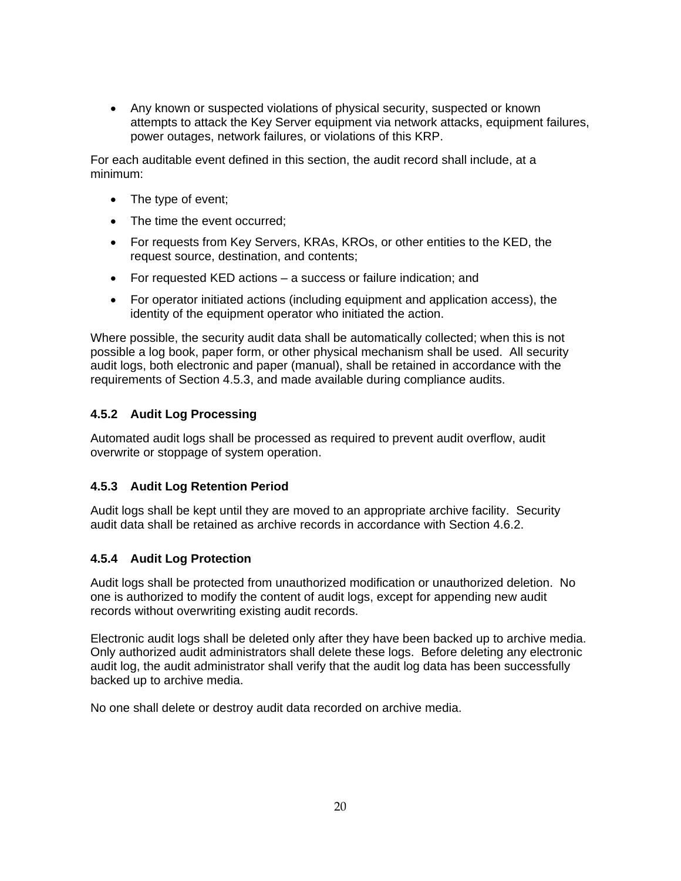- Any known or suspected violations of physical security, suspected or known attempts to attack the Key Server equipment via network attacks, equipment failures, power outages, network failures, or violations of this KRP.

For each auditable event defined in this section, the audit record shall include, at a minimum:

- The type of event;
- The time the event occurred;
- For requests from Key Servers, KRAs, KROs, or other entities to the KED, the request source, destination, and contents;
- For requested KED actions – a success or failure indication; and
- For operator initiated actions (including equipment and application access), the identity of the equipment operator who initiated the action.

Where possible, the security audit data shall be automatically collected; when this is not possible a log book, paper form, or other physical mechanism shall be used. All security audit logs, both electronic and paper (manual), shall be retained in accordance with the requirements of Section 4.5.3, and made available during compliance audits.

### 4.5.2 Audit Log Processing

Automated audit logs shall be processed as required to prevent audit overflow, audit overwrite or stoppage of system operation.

### 4.5.3 Audit Log Retention Period

Audit logs shall be kept until they are moved to an appropriate archive facility. Security audit data shall be retained as archive records in accordance with Section 4.6.2.

### 4.5.4 Audit Log Protection

Audit logs shall be protected from unauthorized modification or unauthorized deletion. No one is authorized to modify the content of audit logs, except for appending new audit records without overwriting existing audit records.

Electronic audit logs shall be deleted only after they have been backed up to archive media. Only authorized audit administrators shall delete these logs. Before deleting any electronic audit log, the audit administrator shall verify that the audit log data has been successfully backed up to archive media.

No one shall delete or destroy audit data recorded on archive media.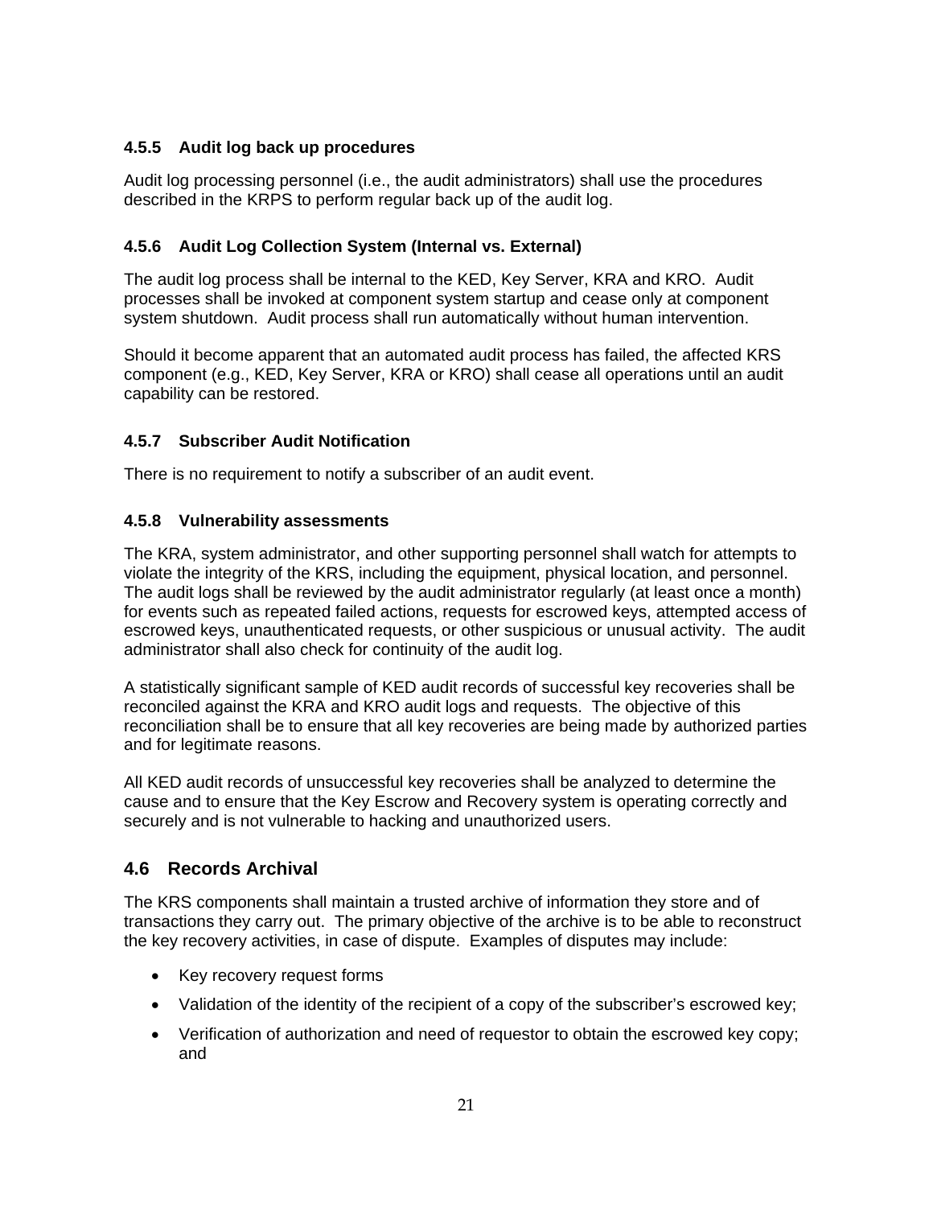### 4.5.5 Audit log back up procedures

Audit log processing personnel (i.e., the audit administrators) shall use the procedures described in the KRPS to perform regular back up of the audit log.

### 4.5.6 Audit Log Collection System (Internal vs. External)

The audit log process shall be internal to the KED, Key Server, KRA and KRO. Audit processes shall be invoked at component system startup and cease only at component system shutdown. Audit process shall run automatically without human intervention.

Should it become apparent that an automated audit process has failed, the affected KRS component (e.g., KED, Key Server, KRA or KRO) shall cease all operations until an audit capability can be restored.

### 4.5.7 Subscriber Audit Notification

There is no requirement to notify a subscriber of an audit event.

### 4.5.8 Vulnerability assessments

The KRA, system administrator, and other supporting personnel shall watch for attempts to violate the integrity of the KRS, including the equipment, physical location, and personnel. The audit logs shall be reviewed by the audit administrator regularly (at least once a month) for events such as repeated failed actions, requests for escrowed keys, attempted access of escrowed keys, unauthenticated requests, or other suspicious or unusual activity. The audit administrator shall also check for continuity of the audit log.

A statistically significant sample of KED audit records of successful key recoveries shall be reconciled against the KRA and KRO audit logs and requests. The objective of this reconciliation shall be to ensure that all key recoveries are being made by authorized parties and for legitimate reasons.

All KED audit records of unsuccessful key recoveries shall be analyzed to determine the cause and to ensure that the Key Escrow and Recovery system is operating correctly and securely and is not vulnerable to hacking and unauthorized users.

## 4.6 Records Archival

The KRS components shall maintain a trusted archive of information they store and of transactions they carry out. The primary objective of the archive is to be able to reconstruct the key recovery activities, in case of dispute. Examples of disputes may include:

- Key recovery request forms
- Validation of the identity of the recipient of a copy of the subscriber's escrowed key;
- Verification of authorization and need of requestor to obtain the escrowed key copy; and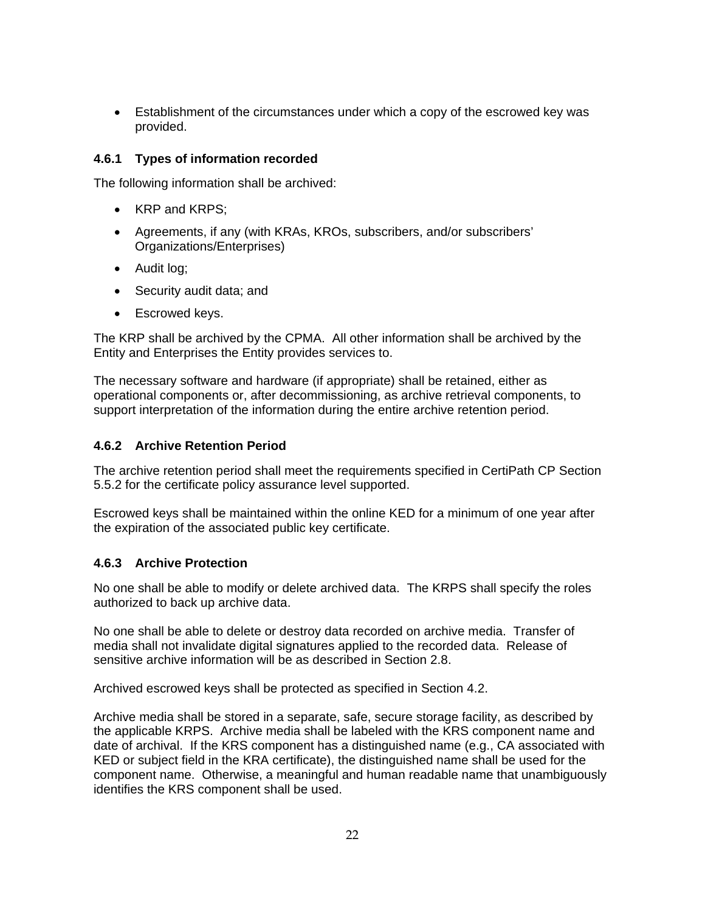- Establishment of the circumstances under which a copy of the escrowed key was provided.

### 4.6.1 Types of information recorded

The following information shall be archived:

- KRP and KRPS;
- Agreements, if any (with KRAs, KROs, subscribers, and/or subscribers' Organizations/Enterprises)
- Audit log;
- Security audit data; and
- Escrowed keys.

The KRP shall be archived by the CPMA. All other information shall be archived by the Entity and Enterprises the Entity provides services to.

The necessary software and hardware (if appropriate) shall be retained, either as operational components or, after decommissioning, as archive retrieval components, to support interpretation of the information during the entire archive retention period.

### 4.6.2 Archive Retention Period

The archive retention period shall meet the requirements specified in CertiPath CP Section 5.5.2 for the certificate policy assurance level supported.

Escrowed keys shall be maintained within the online KED for a minimum of one year after the expiration of the associated public key certificate.

### 4.6.3 Archive Protection

No one shall be able to modify or delete archived data. The KRPS shall specify the roles authorized to back up archive data.

No one shall be able to delete or destroy data recorded on archive media. Transfer of media shall not invalidate digital signatures applied to the recorded data. Release of sensitive archive information will be as described in Section 2.8.

Archived escrowed keys shall be protected as specified in Section 4.2.

Archive media shall be stored in a separate, safe, secure storage facility, as described by the applicable KRPS. Archive media shall be labeled with the KRS component name and date of archival. If the KRS component has a distinguished name (e.g., CA associated with KED or subject field in the KRA certificate), the distinguished name shall be used for the component name. Otherwise, a meaningful and human readable name that unambiguously identifies the KRS component shall be used.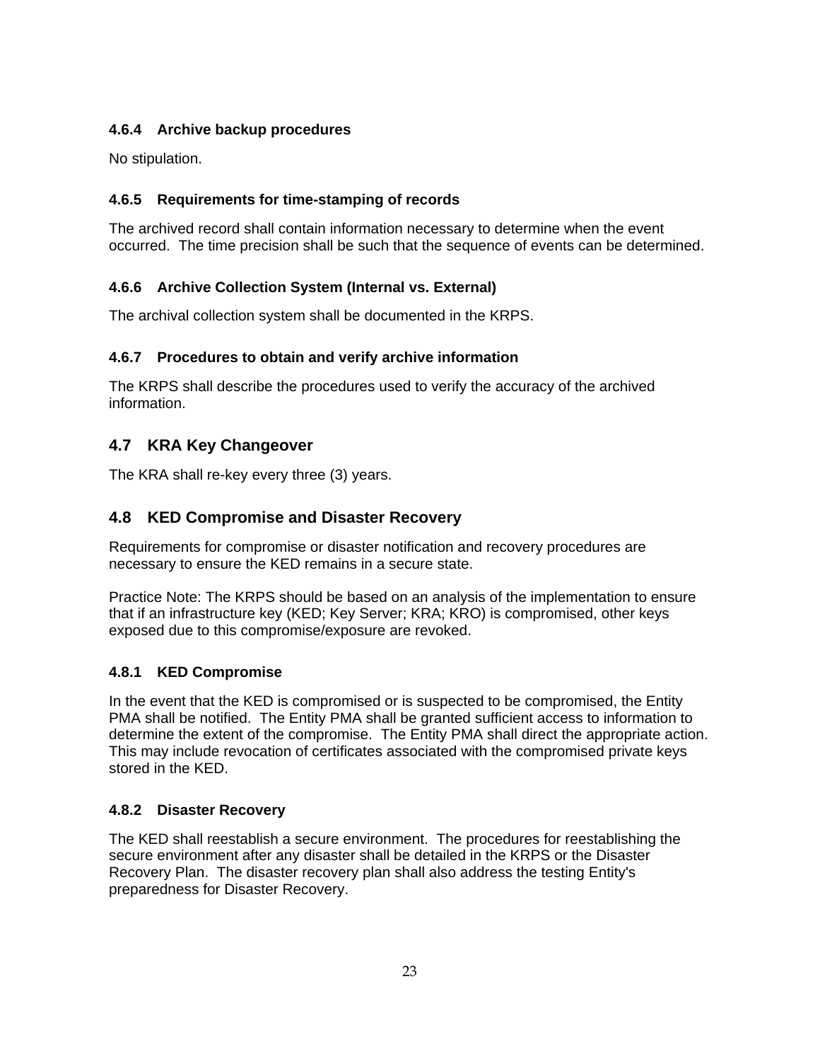#### 4.6.4 Archive backup procedures

No stipulation.

#### 4.6.5 Requirements for time-stamping of records

The archived record shall contain information necessary to determine when the event occurred. The time precision shall be such that the sequence of events can be determined.

#### 4.6.6 Archive Collection System (Internal vs. External)

The archival collection system shall be documented in the KRPS.

#### 4.6.7 Procedures to obtain and verify archive information

The KRPS shall describe the procedures used to verify the accuracy of the archived information.

### 4.7 KRA Key Changeover

The KRA shall re-key every three (3) years.

### 4.8 KED Compromise and Disaster Recovery

Requirements for compromise or disaster notification and recovery procedures are necessary to ensure the KED remains in a secure state.

Practice Note: The KRPS should be based on an analysis of the implementation to ensure that if an infrastructure key (KED; Key Server; KRA; KRO) is compromised, other keys exposed due to this compromise/exposure are revoked.

#### 4.8.1 KED Compromise

In the event that the KED is compromised or is suspected to be compromised, the Entity PMA shall be notified. The Entity PMA shall be granted sufficient access to information to determine the extent of the compromise. The Entity PMA shall direct the appropriate action. This may include revocation of certificates associated with the compromised private keys stored in the KED.

#### 4.8.2 Disaster Recovery

The KED shall reestablish a secure environment. The procedures for reestablishing the secure environment after any disaster shall be detailed in the KRPS or the Disaster Recovery Plan. The disaster recovery plan shall also address the testing Entity's preparedness for Disaster Recovery.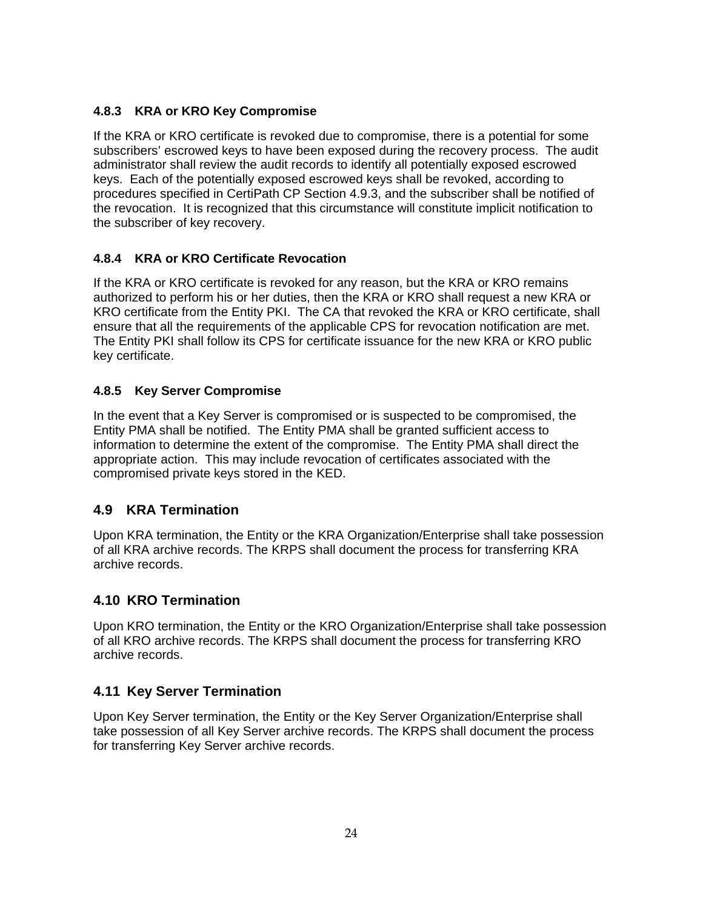#### 4.8.3 KRA or KRO Key Compromise

If the KRA or KRO certificate is revoked due to compromise, there is a potential for some subscribers' escrowed keys to have been exposed during the recovery process. The audit administrator shall review the audit records to identify all potentially exposed escrowed keys. Each of the potentially exposed escrowed keys shall be revoked, according to procedures specified in CertiPath CP Section 4.9.3, and the subscriber shall be notified of the revocation. It is recognized that this circumstance will constitute implicit notification to the subscriber of key recovery.

#### 4.8.4 KRA or KRO Certificate Revocation

If the KRA or KRO certificate is revoked for any reason, but the KRA or KRO remains authorized to perform his or her duties, then the KRA or KRO shall request a new KRA or KRO certificate from the Entity PKI. The CA that revoked the KRA or KRO certificate, shall ensure that all the requirements of the applicable CPS for revocation notification are met. The Entity PKI shall follow its CPS for certificate issuance for the new KRA or KRO public key certificate.

#### 4.8.5 Key Server Compromise

In the event that a Key Server is compromised or is suspected to be compromised, the Entity PMA shall be notified. The Entity PMA shall be granted sufficient access to information to determine the extent of the compromise. The Entity PMA shall direct the appropriate action. This may include revocation of certificates associated with the compromised private keys stored in the KED.

### 4.9 KRA Termination

Upon KRA termination, the Entity or the KRA Organization/Enterprise shall take possession of all KRA archive records. The KRPS shall document the process for transferring KRA archive records.

### 4.10 KRO Termination

Upon KRO termination, the Entity or the KRO Organization/Enterprise shall take possession of all KRO archive records. The KRPS shall document the process for transferring KRO archive records.

### 4.11 Key Server Termination

Upon Key Server termination, the Entity or the Key Server Organization/Enterprise shall take possession of all Key Server archive records. The KRPS shall document the process for transferring Key Server archive records.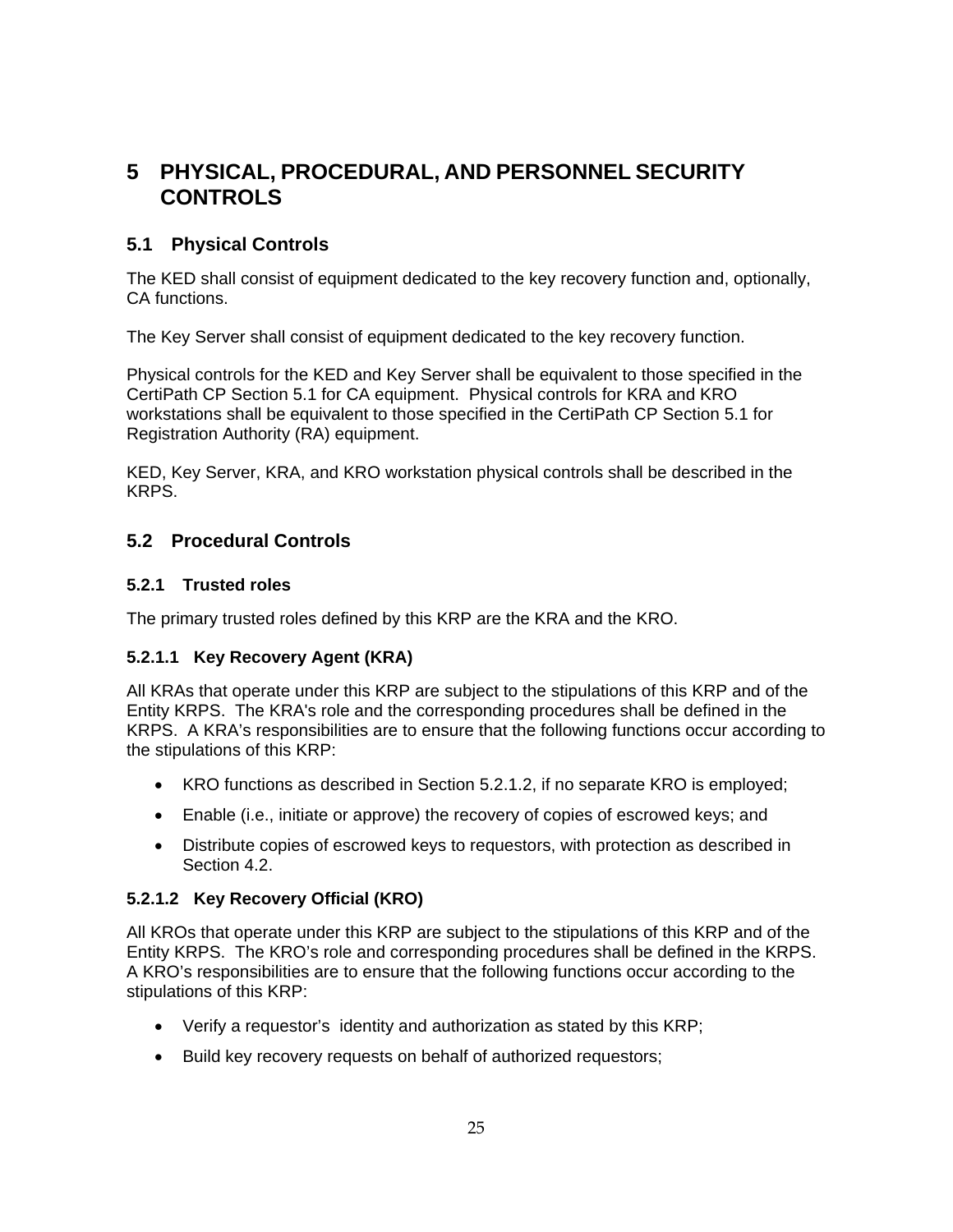# 5 PHYSICAL, PROCEDURAL, AND PERSONNEL SECURITY CONTROLS

## 5.1 Physical Controls

The KED shall consist of equipment dedicated to the key recovery function and, optionally, CA functions.

The Key Server shall consist of equipment dedicated to the key recovery function.

Physical controls for the KED and Key Server shall be equivalent to those specified in the CertiPath CP Section 5.1 for CA equipment. Physical controls for KRA and KRO workstations shall be equivalent to those specified in the CertiPath CP Section 5.1 for Registration Authority (RA) equipment.

KED, Key Server, KRA, and KRO workstation physical controls shall be described in the KRPS.

## 5.2 Procedural Controls

### 5.2.1 Trusted roles

The primary trusted roles defined by this KRP are the KRA and the KRO.

#### 5.2.1.1 Key Recovery Agent (KRA)

All KRAs that operate under this KRP are subject to the stipulations of this KRP and of the Entity KRPS. The KRA's role and the corresponding procedures shall be defined in the KRPS. A KRA's responsibilities are to ensure that the following functions occur according to the stipulations of this KRP:

- KRO functions as described in Section 5.2.1.2, if no separate KRO is employed;
- Enable (i.e., initiate or approve) the recovery of copies of escrowed keys; and
- Distribute copies of escrowed keys to requestors, with protection as described in Section 4.2.

#### 5.2.1.2 Key Recovery Official (KRO)

All KROs that operate under this KRP are subject to the stipulations of this KRP and of the Entity KRPS. The KRO's role and corresponding procedures shall be defined in the KRPS. A KRO's responsibilities are to ensure that the following functions occur according to the stipulations of this KRP:

- Verify a requestor's identity and authorization as stated by this KRP;
- Build key recovery requests on behalf of authorized requestors;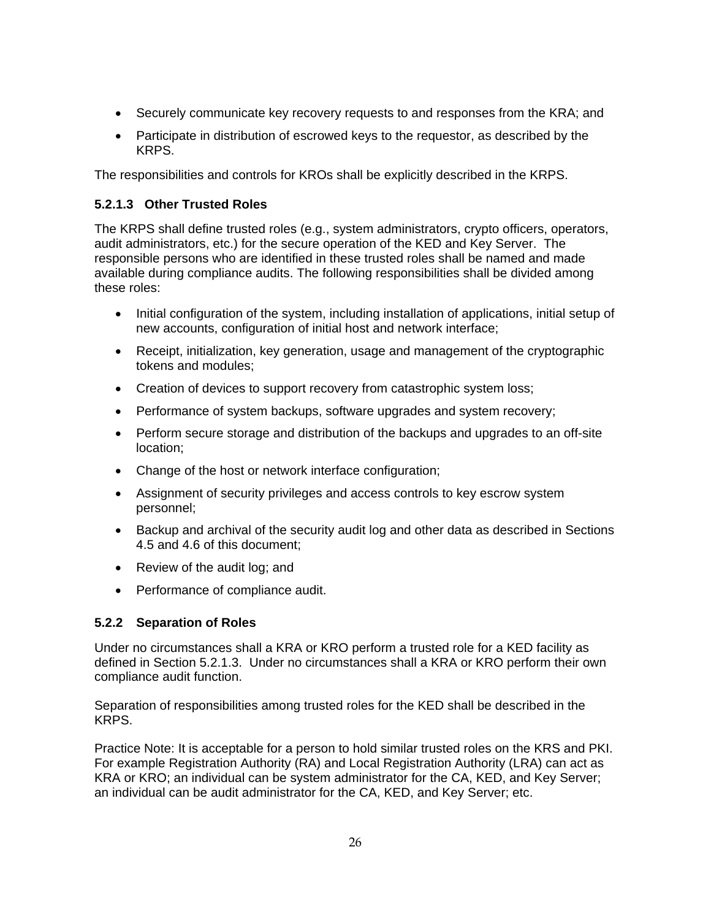- Securely communicate key recovery requests to and responses from the KRA; and
- Participate in distribution of escrowed keys to the requestor, as described by the KRPS.

The responsibilities and controls for KROs shall be explicitly described in the KRPS.

#### 5.2.1.3 Other Trusted Roles

The KRPS shall define trusted roles (e.g., system administrators, crypto officers, operators, audit administrators, etc.) for the secure operation of the KED and Key Server. The responsible persons who are identified in these trusted roles shall be named and made available during compliance audits. The following responsibilities shall be divided among these roles:

- Initial configuration of the system, including installation of applications, initial setup of new accounts, configuration of initial host and network interface;
- Receipt, initialization, key generation, usage and management of the cryptographic tokens and modules;
- Creation of devices to support recovery from catastrophic system loss;
- Performance of system backups, software upgrades and system recovery;
- Perform secure storage and distribution of the backups and upgrades to an off-site location;
- Change of the host or network interface configuration;
- Assignment of security privileges and access controls to key escrow system personnel;
- Backup and archival of the security audit log and other data as described in Sections 4.5 and 4.6 of this document;
- Review of the audit log; and
- Performance of compliance audit.

### 5.2.2 Separation of Roles

Under no circumstances shall a KRA or KRO perform a trusted role for a KED facility as defined in Section 5.2.1.3. Under no circumstances shall a KRA or KRO perform their own compliance audit function.

Separation of responsibilities among trusted roles for the KED shall be described in the KRPS.

Practice Note: It is acceptable for a person to hold similar trusted roles on the KRS and PKI. For example Registration Authority (RA) and Local Registration Authority (LRA) can act as KRA or KRO; an individual can be system administrator for the CA, KED, and Key Server; an individual can be audit administrator for the CA, KED, and Key Server; etc.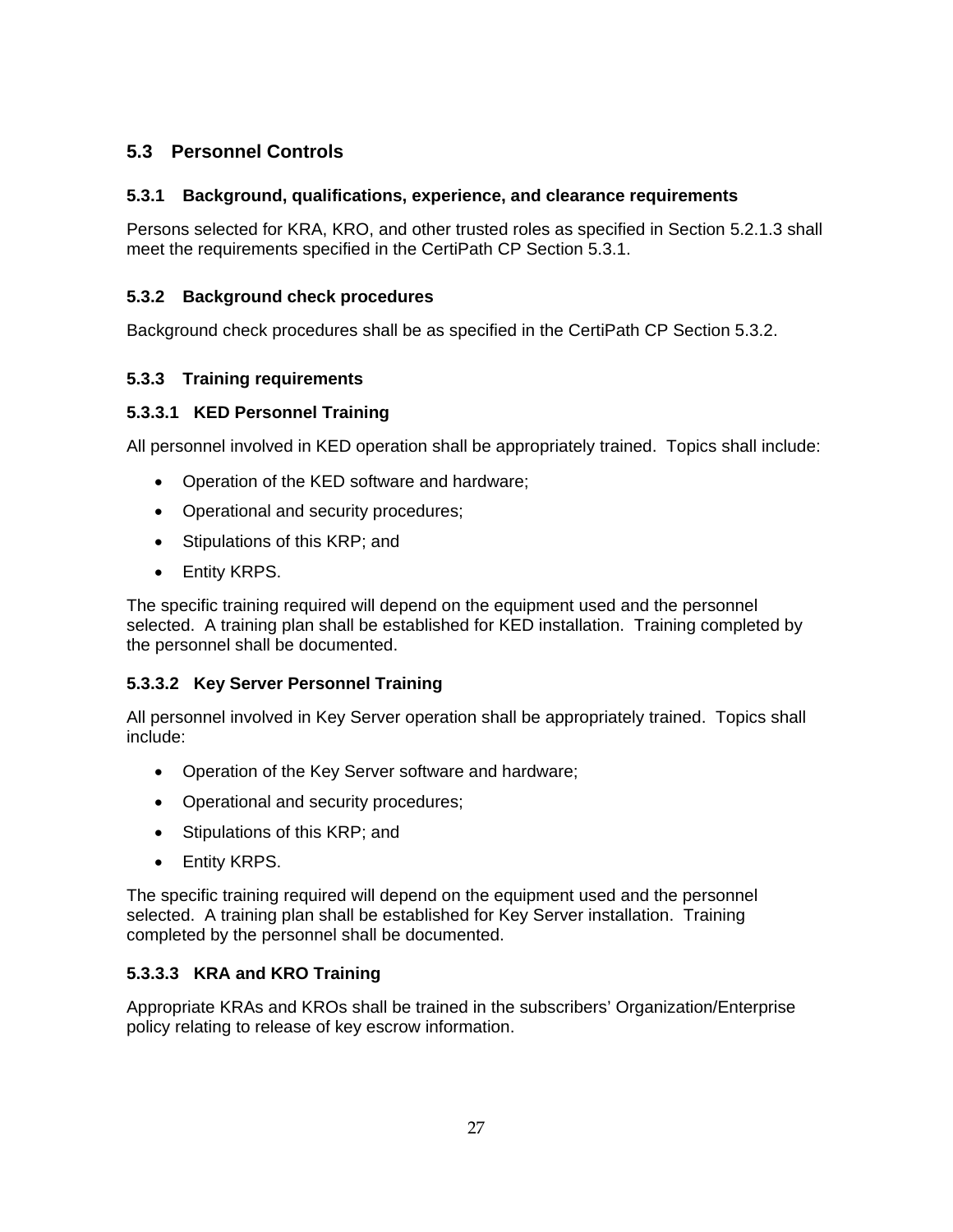## 5.3 Personnel Controls

### 5.3.1 Background, qualifications, experience, and clearance requirements

Persons selected for KRA, KRO, and other trusted roles as specified in Section 5.2.1.3 shall meet the requirements specified in the CertiPath CP Section 5.3.1.

### 5.3.2 Background check procedures

Background check procedures shall be as specified in the CertiPath CP Section 5.3.2.

### 5.3.3 Training requirements

#### 5.3.3.1 KED Personnel Training

All personnel involved in KED operation shall be appropriately trained. Topics shall include:

- Operation of the KED software and hardware;
- Operational and security procedures;
- Stipulations of this KRP; and
- Entity KRPS.

The specific training required will depend on the equipment used and the personnel selected. A training plan shall be established for KED installation. Training completed by the personnel shall be documented.

#### 5.3.3.2 Key Server Personnel Training

All personnel involved in Key Server operation shall be appropriately trained. Topics shall include:

- Operation of the Key Server software and hardware;
- Operational and security procedures;
- Stipulations of this KRP; and
- Entity KRPS.

The specific training required will depend on the equipment used and the personnel selected. A training plan shall be established for Key Server installation. Training completed by the personnel shall be documented.

#### 5.3.3.3 KRA and KRO Training

Appropriate KRAs and KROs shall be trained in the subscribers' Organization/Enterprise policy relating to release of key escrow information.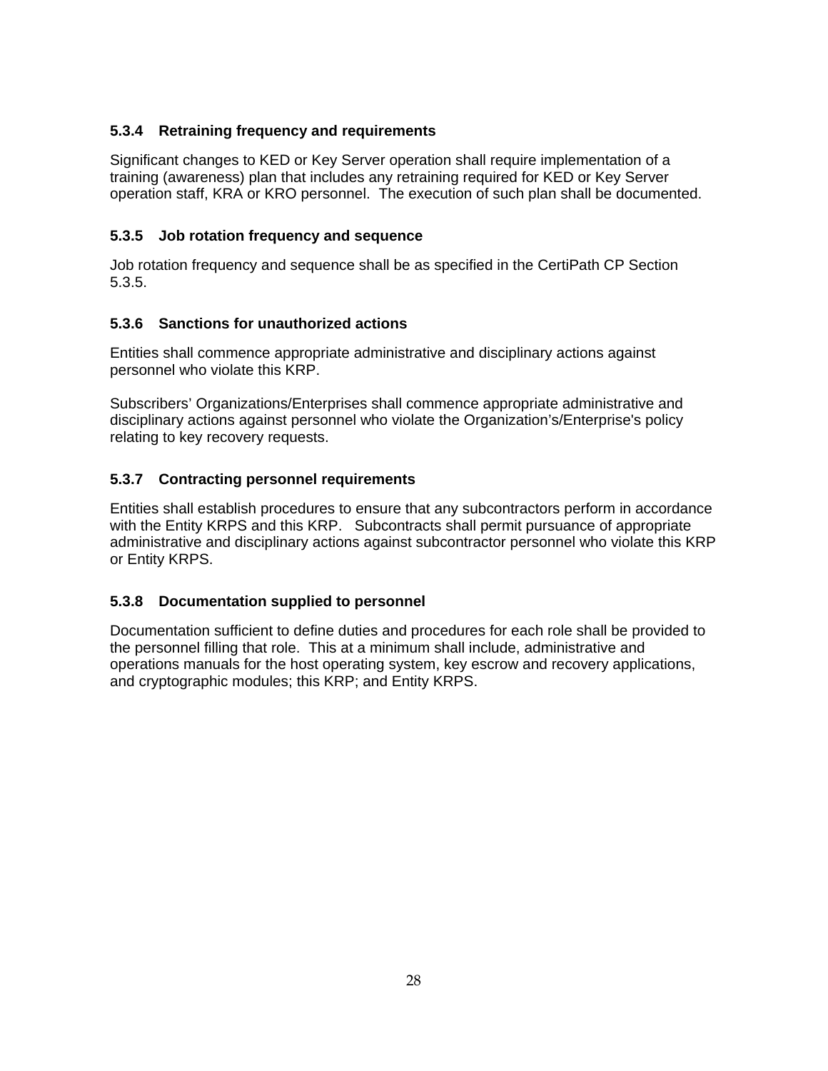### 5.3.4 Retraining frequency and requirements

Significant changes to KED or Key Server operation shall require implementation of a training (awareness) plan that includes any retraining required for KED or Key Server operation staff, KRA or KRO personnel. The execution of such plan shall be documented.

### 5.3.5 Job rotation frequency and sequence

Job rotation frequency and sequence shall be as specified in the CertiPath CP Section 5.3.5.

### 5.3.6 Sanctions for unauthorized actions

Entities shall commence appropriate administrative and disciplinary actions against personnel who violate this KRP.

Subscribers' Organizations/Enterprises shall commence appropriate administrative and disciplinary actions against personnel who violate the Organization's/Enterprise's policy relating to key recovery requests.

### 5.3.7 Contracting personnel requirements

Entities shall establish procedures to ensure that any subcontractors perform in accordance with the Entity KRPS and this KRP. Subcontracts shall permit pursuance of appropriate administrative and disciplinary actions against subcontractor personnel who violate this KRP or Entity KRPS.

### 5.3.8 Documentation supplied to personnel

Documentation sufficient to define duties and procedures for each role shall be provided to the personnel filling that role. This at a minimum shall include, administrative and operations manuals for the host operating system, key escrow and recovery applications, and cryptographic modules; this KRP; and Entity KRPS.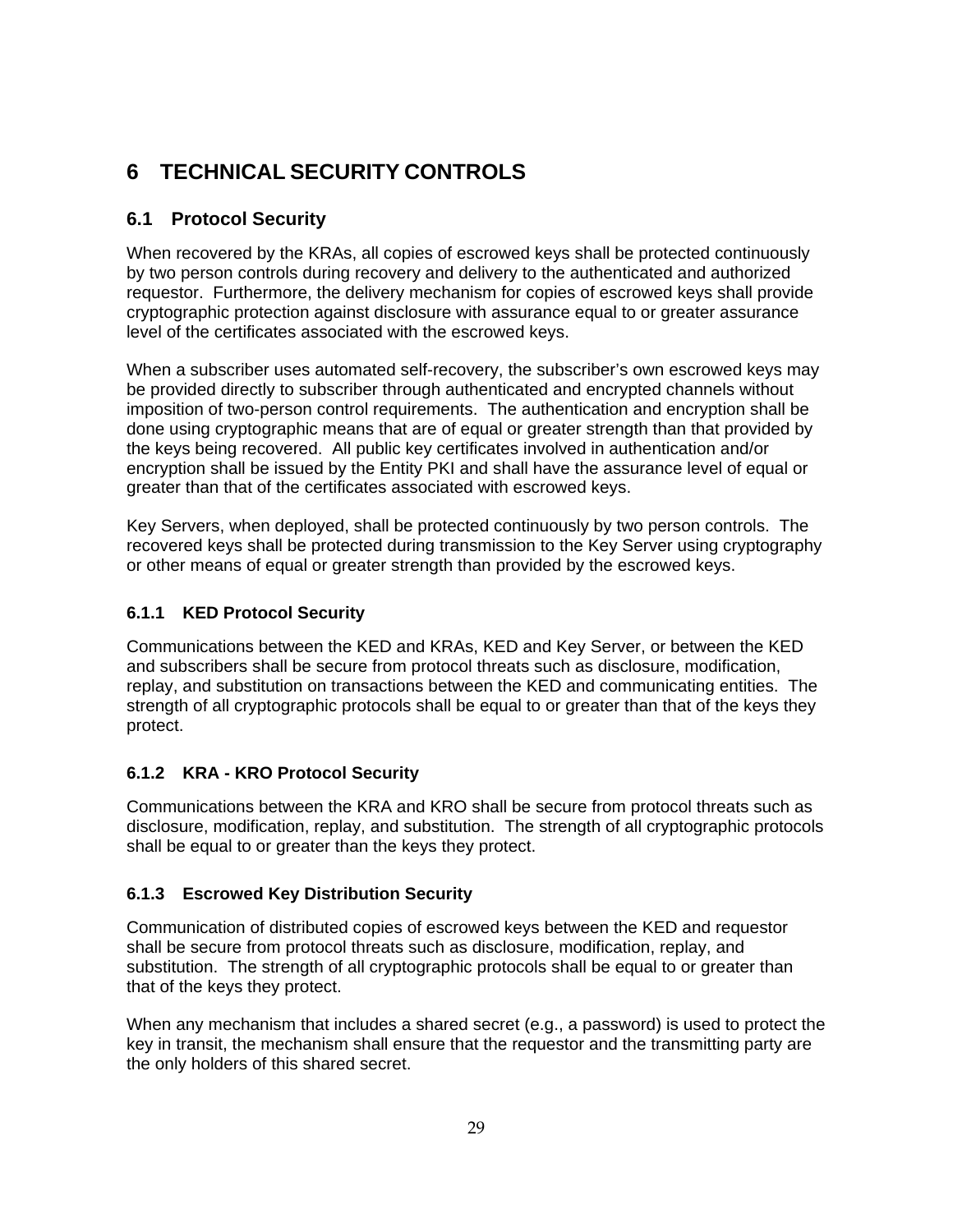# 6 TECHNICAL SECURITY CONTROLS

## 6.1 Protocol Security

When recovered by the KRAs, all copies of escrowed keys shall be protected continuously by two person controls during recovery and delivery to the authenticated and authorized requestor. Furthermore, the delivery mechanism for copies of escrowed keys shall provide cryptographic protection against disclosure with assurance equal to or greater assurance level of the certificates associated with the escrowed keys.

When a subscriber uses automated self-recovery, the subscriber's own escrowed keys may be provided directly to subscriber through authenticated and encrypted channels without imposition of two-person control requirements. The authentication and encryption shall be done using cryptographic means that are of equal or greater strength than that provided by the keys being recovered. All public key certificates involved in authentication and/or encryption shall be issued by the Entity PKI and shall have the assurance level of equal or greater than that of the certificates associated with escrowed keys.

Key Servers, when deployed, shall be protected continuously by two person controls. The recovered keys shall be protected during transmission to the Key Server using cryptography or other means of equal or greater strength than provided by the escrowed keys.

### 6.1.1 KED Protocol Security

Communications between the KED and KRAs, KED and Key Server, or between the KED and subscribers shall be secure from protocol threats such as disclosure, modification, replay, and substitution on transactions between the KED and communicating entities. The strength of all cryptographic protocols shall be equal to or greater than that of the keys they protect.

### 6.1.2 KRA - KRO Protocol Security

Communications between the KRA and KRO shall be secure from protocol threats such as disclosure, modification, replay, and substitution. The strength of all cryptographic protocols shall be equal to or greater than the keys they protect.

### 6.1.3 Escrowed Key Distribution Security

Communication of distributed copies of escrowed keys between the KED and requestor shall be secure from protocol threats such as disclosure, modification, replay, and substitution. The strength of all cryptographic protocols shall be equal to or greater than that of the keys they protect.

When any mechanism that includes a shared secret (e.g., a password) is used to protect the key in transit, the mechanism shall ensure that the requestor and the transmitting party are the only holders of this shared secret.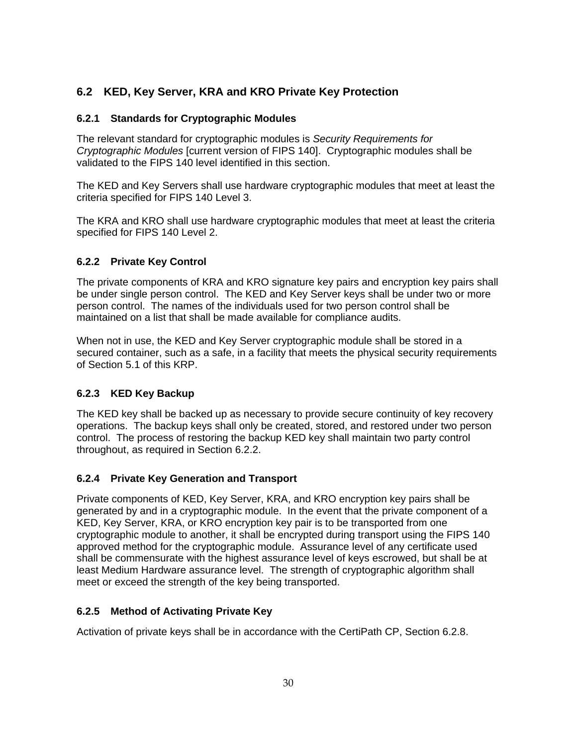## 6.2 KED, Key Server, KRA and KRO Private Key Protection

### 6.2.1 Standards for Cryptographic Modules

The relevant standard for cryptographic modules is *Security Requirements for Cryptographic Modules* [current version of FIPS 140]. Cryptographic modules shall be validated to the FIPS 140 level identified in this section.

The KED and Key Servers shall use hardware cryptographic modules that meet at least the criteria specified for FIPS 140 Level 3.

The KRA and KRO shall use hardware cryptographic modules that meet at least the criteria specified for FIPS 140 Level 2.

### 6.2.2 Private Key Control

The private components of KRA and KRO signature key pairs and encryption key pairs shall be under single person control. The KED and Key Server keys shall be under two or more person control. The names of the individuals used for two person control shall be maintained on a list that shall be made available for compliance audits.

When not in use, the KED and Key Server cryptographic module shall be stored in a secured container, such as a safe, in a facility that meets the physical security requirements of Section 5.1 of this KRP.

### 6.2.3 KED Key Backup

The KED key shall be backed up as necessary to provide secure continuity of key recovery operations. The backup keys shall only be created, stored, and restored under two person control. The process of restoring the backup KED key shall maintain two party control throughout, as required in Section 6.2.2.

### 6.2.4 Private Key Generation and Transport

Private components of KED, Key Server, KRA, and KRO encryption key pairs shall be generated by and in a cryptographic module. In the event that the private component of a KED, Key Server, KRA, or KRO encryption key pair is to be transported from one cryptographic module to another, it shall be encrypted during transport using the FIPS 140 approved method for the cryptographic module. Assurance level of any certificate used shall be commensurate with the highest assurance level of keys escrowed, but shall be at least Medium Hardware assurance level. The strength of cryptographic algorithm shall meet or exceed the strength of the key being transported.

### 6.2.5 Method of Activating Private Key

Activation of private keys shall be in accordance with the CertiPath CP, Section 6.2.8.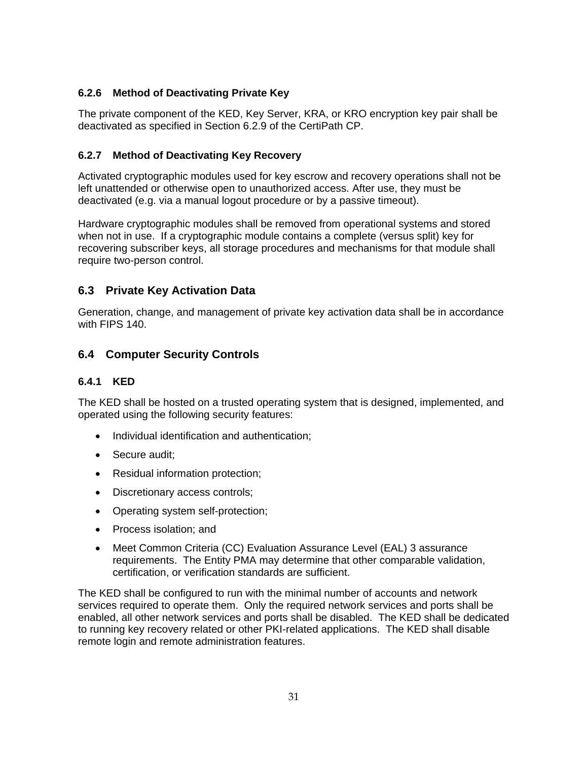### 6.2.6 Method of Deactivating Private Key

The private component of the KED, Key Server, KRA, or KRO encryption key pair shall be deactivated as specified in Section 6.2.9 of the CertiPath CP.

### 6.2.7 Method of Deactivating Key Recovery

Activated cryptographic modules used for key escrow and recovery operations shall not be left unattended or otherwise open to unauthorized access. After use, they must be deactivated (e.g. via a manual logout procedure or by a passive timeout).

Hardware cryptographic modules shall be removed from operational systems and stored when not in use. If a cryptographic module contains a complete (versus split) key for recovering subscriber keys, all storage procedures and mechanisms for that module shall require two-person control.

## 6.3 Private Key Activation Data

Generation, change, and management of private key activation data shall be in accordance with FIPS 140.

## 6.4 Computer Security Controls

### 6.4.1 KED

The KED shall be hosted on a trusted operating system that is designed, implemented, and operated using the following security features:

- Individual identification and authentication;
- Secure audit;
- Residual information protection;
- Discretionary access controls;
- Operating system self-protection;
- Process isolation; and
- Meet Common Criteria (CC) Evaluation Assurance Level (EAL) 3 assurance requirements. The Entity PMA may determine that other comparable validation, certification, or verification standards are sufficient.

The KED shall be configured to run with the minimal number of accounts and network services required to operate them. Only the required network services and ports shall be enabled, all other network services and ports shall be disabled. The KED shall be dedicated to running key recovery related or other PKI-related applications. The KED shall disable remote login and remote administration features.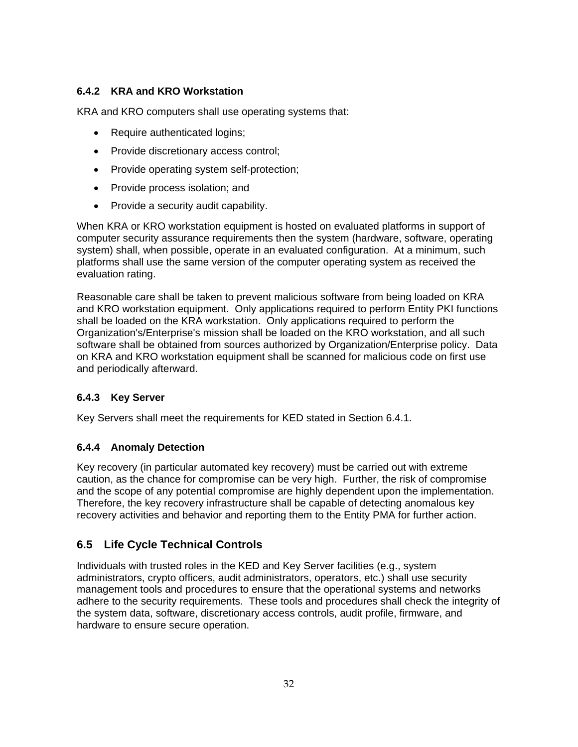### 6.4.2 KRA and KRO Workstation

KRA and KRO computers shall use operating systems that:

- Require authenticated logins;
- Provide discretionary access control;
- Provide operating system self-protection;
- Provide process isolation; and
- Provide a security audit capability.

When KRA or KRO workstation equipment is hosted on evaluated platforms in support of computer security assurance requirements then the system (hardware, software, operating system) shall, when possible, operate in an evaluated configuration. At a minimum, such platforms shall use the same version of the computer operating system as received the evaluation rating.

Reasonable care shall be taken to prevent malicious software from being loaded on KRA and KRO workstation equipment. Only applications required to perform Entity PKI functions shall be loaded on the KRA workstation. Only applications required to perform the Organization's/Enterprise's mission shall be loaded on the KRO workstation, and all such software shall be obtained from sources authorized by Organization/Enterprise policy. Data on KRA and KRO workstation equipment shall be scanned for malicious code on first use and periodically afterward.

### 6.4.3 Key Server

Key Servers shall meet the requirements for KED stated in Section 6.4.1.

### 6.4.4 Anomaly Detection

Key recovery (in particular automated key recovery) must be carried out with extreme caution, as the chance for compromise can be very high. Further, the risk of compromise and the scope of any potential compromise are highly dependent upon the implementation. Therefore, the key recovery infrastructure shall be capable of detecting anomalous key recovery activities and behavior and reporting them to the Entity PMA for further action.

## 6.5 Life Cycle Technical Controls

Individuals with trusted roles in the KED and Key Server facilities (e.g., system administrators, crypto officers, audit administrators, operators, etc.) shall use security management tools and procedures to ensure that the operational systems and networks adhere to the security requirements. These tools and procedures shall check the integrity of the system data, software, discretionary access controls, audit profile, firmware, and hardware to ensure secure operation.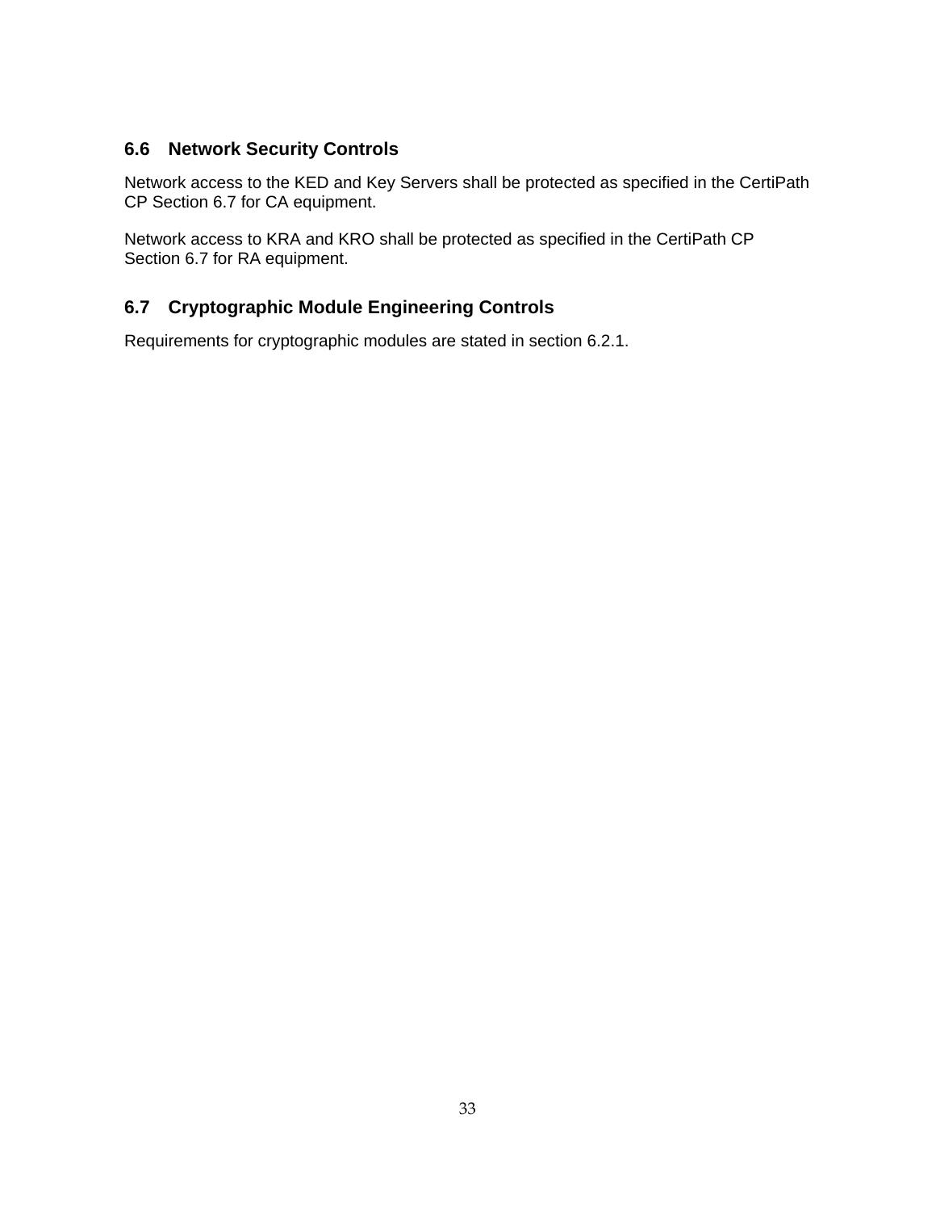## 6.6 Network Security Controls

Network access to the KED and Key Servers shall be protected as specified in the CertiPath CP Section 6.7 for CA equipment.

Network access to KRA and KRO shall be protected as specified in the CertiPath CP Section 6.7 for RA equipment.

## 6.7 Cryptographic Module Engineering Controls

Requirements for cryptographic modules are stated in section 6.2.1.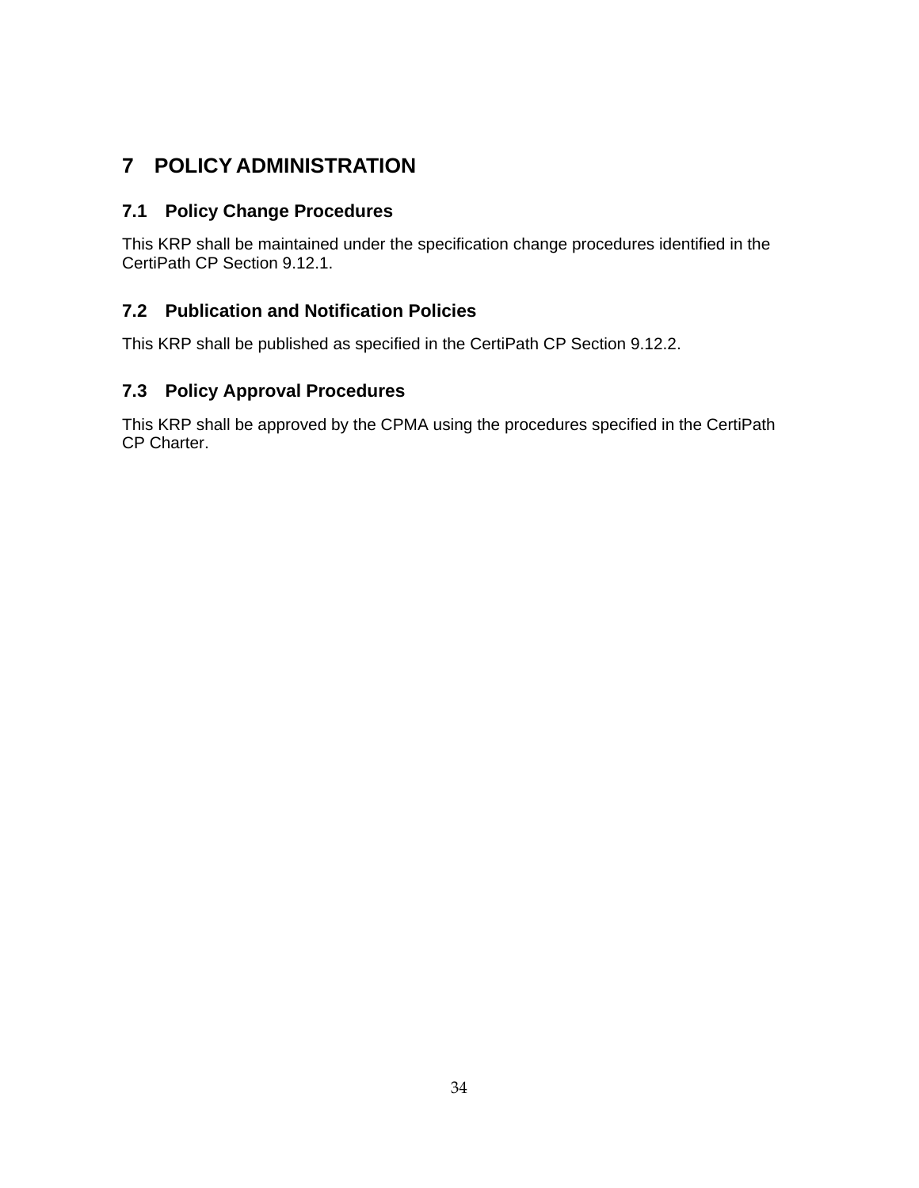# 7 POLICY ADMINISTRATION

## 7.1 Policy Change Procedures

This KRP shall be maintained under the specification change procedures identified in the CertiPath CP Section 9.12.1.

## 7.2 Publication and Notification Policies

This KRP shall be published as specified in the CertiPath CP Section 9.12.2.

## 7.3 Policy Approval Procedures

This KRP shall be approved by the CPMA using the procedures specified in the CertiPath CP Charter.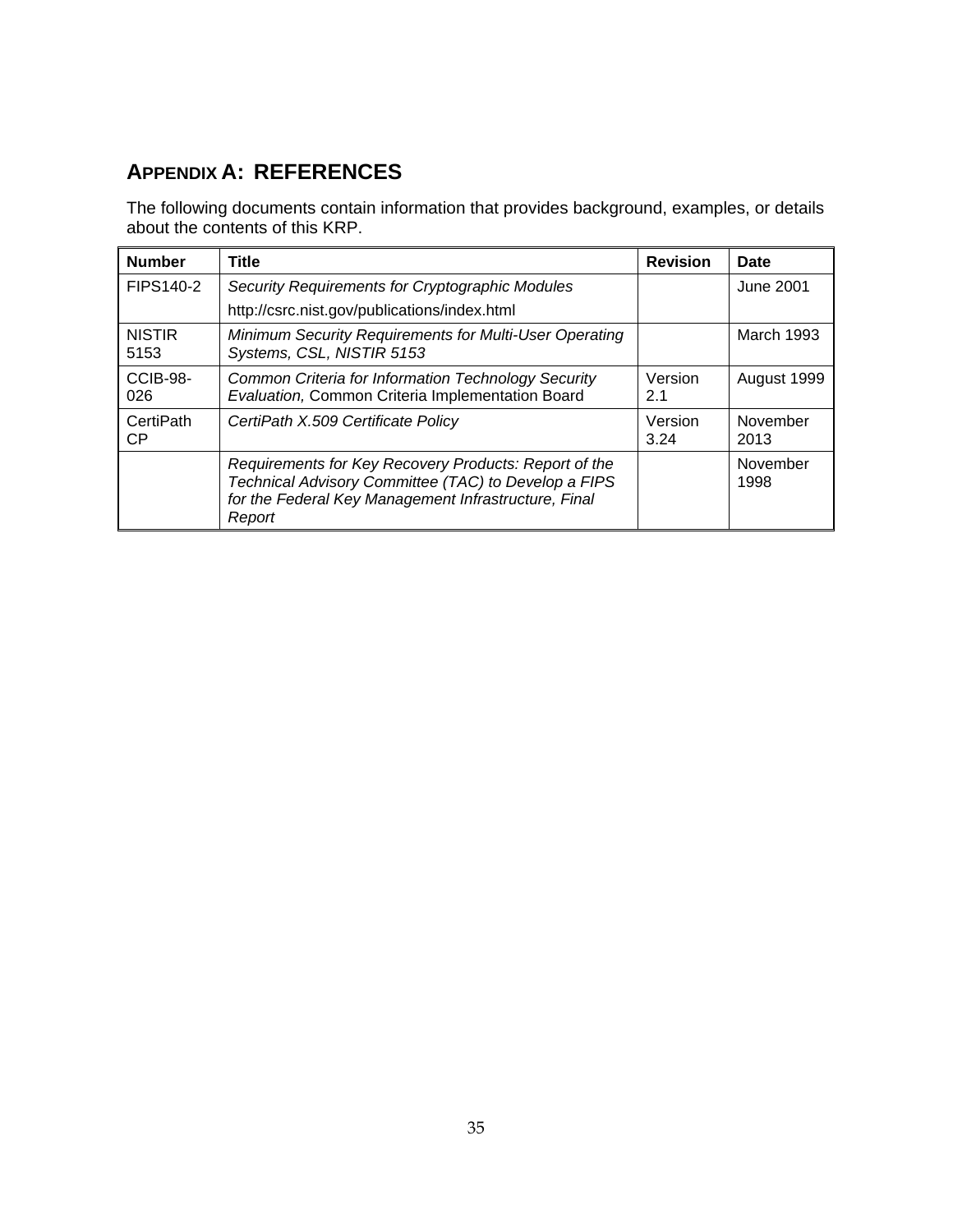# APPENDIX A: REFERENCES

The following documents contain information that provides background, examples, or details about the contents of this KRP.

| Number | Title | Revision | Date |
|---|---|---|---|
| FIPS140-2 | *Security Requirements for Cryptographic Modules*<br>http://csrc.nist.gov/publications/index.html | | June 2001 |
| NISTIR 5153 | *Minimum Security Requirements for Multi-User Operating Systems, CSL, NISTIR 5153* | | March 1993 |
| CCIB-98-026 | *Common Criteria for Information Technology Security Evaluation,* Common Criteria Implementation Board | Version 2.1 | August 1999 |
| CertiPath CP | *CertiPath X.509 Certificate Policy* | Version 3.24 | November 2013 |
| | *Requirements for Key Recovery Products: Report of the Technical Advisory Committee (TAC) to Develop a FIPS for the Federal Key Management Infrastructure, Final Report* | | November 1998 |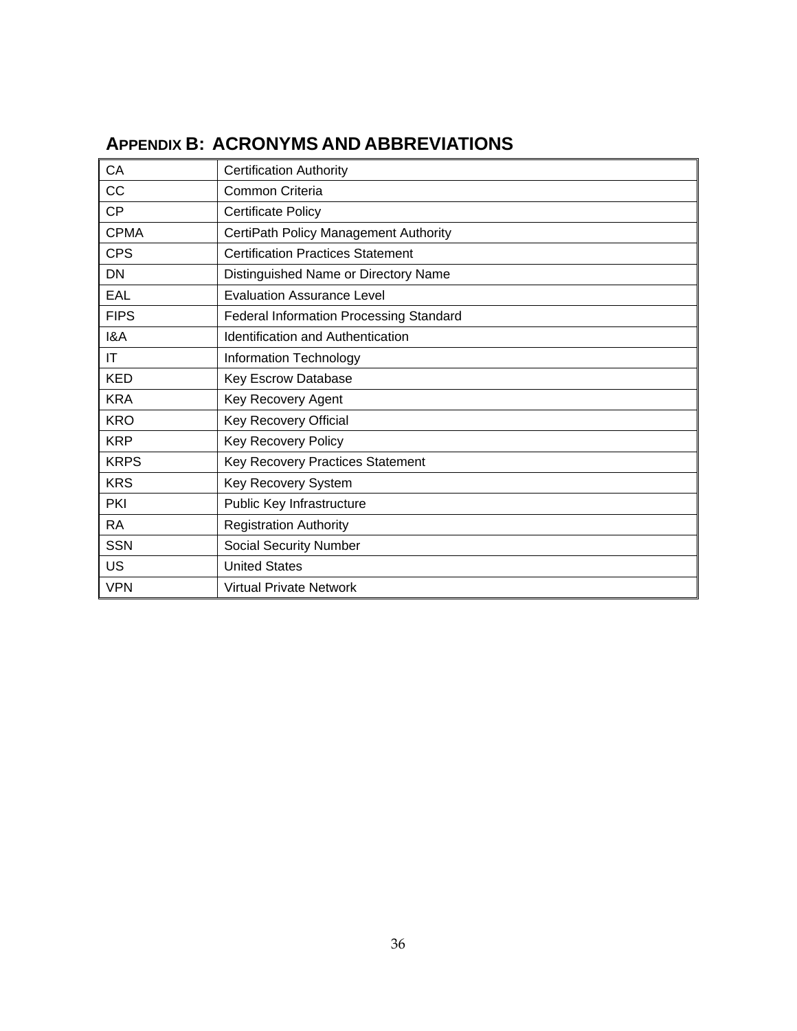## APPENDIX B: ACRONYMS AND ABBREVIATIONS

| | |
|---|---|
| CA | Certification Authority |
| CC | Common Criteria |
| CP | Certificate Policy |
| CPMA | CertiPath Policy Management Authority |
| CPS | Certification Practices Statement |
| DN | Distinguished Name or Directory Name |
| EAL | Evaluation Assurance Level |
| FIPS | Federal Information Processing Standard |
| I&A | Identification and Authentication |
| IT | Information Technology |
| KED | Key Escrow Database |
| KRA | Key Recovery Agent |
| KRO | Key Recovery Official |
| KRP | Key Recovery Policy |
| KRPS | Key Recovery Practices Statement |
| KRS | Key Recovery System |
| PKI | Public Key Infrastructure |
| RA | Registration Authority |
| SSN | Social Security Number |
| US | United States |
| VPN | Virtual Private Network |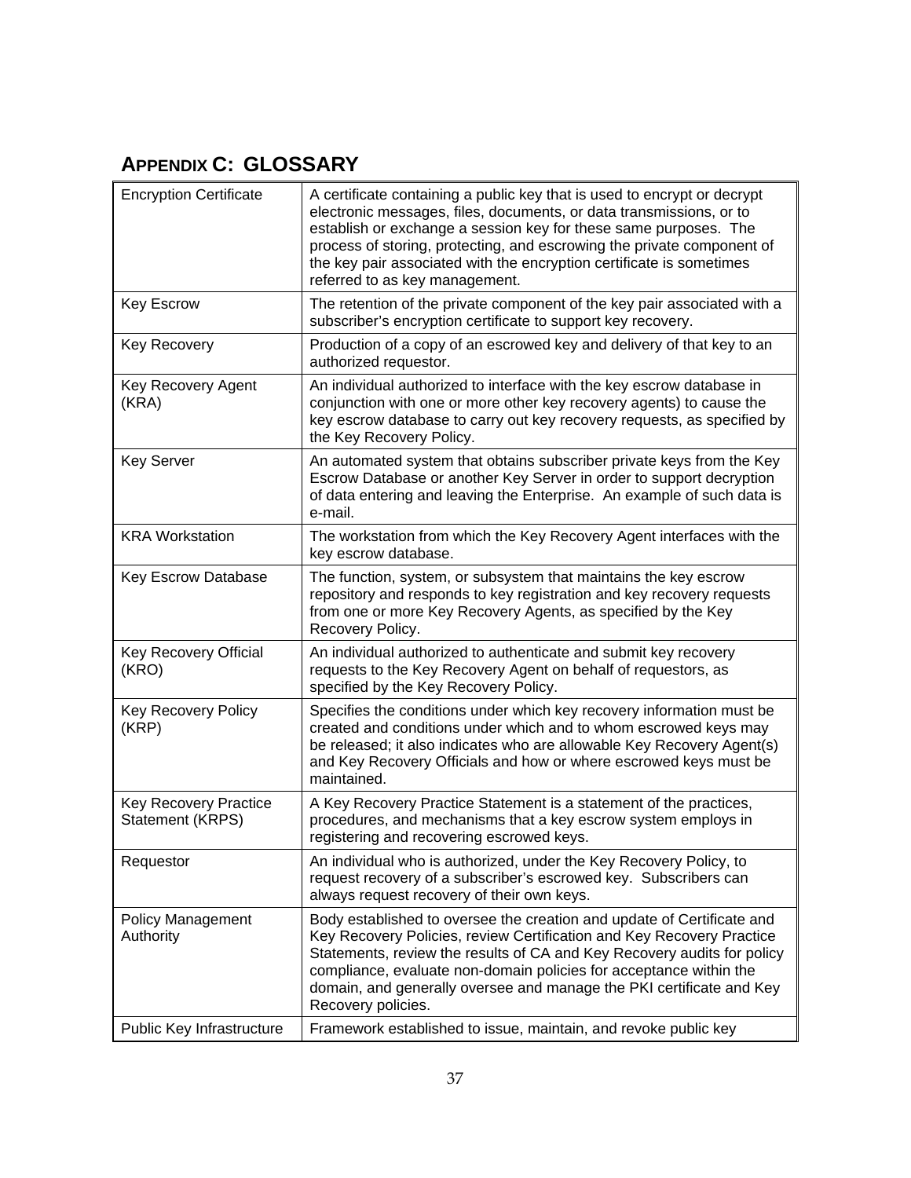## APPENDIX C: GLOSSARY

| | |
|---|---|
| Encryption Certificate | A certificate containing a public key that is used to encrypt or decrypt electronic messages, files, documents, or data transmissions, or to establish or exchange a session key for these same purposes. The process of storing, protecting, and escrowing the private component of the key pair associated with the encryption certificate is sometimes referred to as key management. |
| Key Escrow | The retention of the private component of the key pair associated with a subscriber's encryption certificate to support key recovery. |
| Key Recovery | Production of a copy of an escrowed key and delivery of that key to an authorized requestor. |
| Key Recovery Agent (KRA) | An individual authorized to interface with the key escrow database in conjunction with one or more other key recovery agents) to cause the key escrow database to carry out key recovery requests, as specified by the Key Recovery Policy. |
| Key Server | An automated system that obtains subscriber private keys from the Key Escrow Database or another Key Server in order to support decryption of data entering and leaving the Enterprise. An example of such data is e-mail. |
| KRA Workstation | The workstation from which the Key Recovery Agent interfaces with the key escrow database. |
| Key Escrow Database | The function, system, or subsystem that maintains the key escrow repository and responds to key registration and key recovery requests from one or more Key Recovery Agents, as specified by the Key Recovery Policy. |
| Key Recovery Official (KRO) | An individual authorized to authenticate and submit key recovery requests to the Key Recovery Agent on behalf of requestors, as specified by the Key Recovery Policy. |
| Key Recovery Policy (KRP) | Specifies the conditions under which key recovery information must be created and conditions under which and to whom escrowed keys may be released; it also indicates who are allowable Key Recovery Agent(s) and Key Recovery Officials and how or where escrowed keys must be maintained. |
| Key Recovery Practice Statement (KRPS) | A Key Recovery Practice Statement is a statement of the practices, procedures, and mechanisms that a key escrow system employs in registering and recovering escrowed keys. |
| Requestor | An individual who is authorized, under the Key Recovery Policy, to request recovery of a subscriber's escrowed key. Subscribers can always request recovery of their own keys. |
| Policy Management Authority | Body established to oversee the creation and update of Certificate and Key Recovery Policies, review Certification and Key Recovery Practice Statements, review the results of CA and Key Recovery audits for policy compliance, evaluate non-domain policies for acceptance within the domain, and generally oversee and manage the PKI certificate and Key Recovery policies. |
| Public Key Infrastructure | Framework established to issue, maintain, and revoke public key |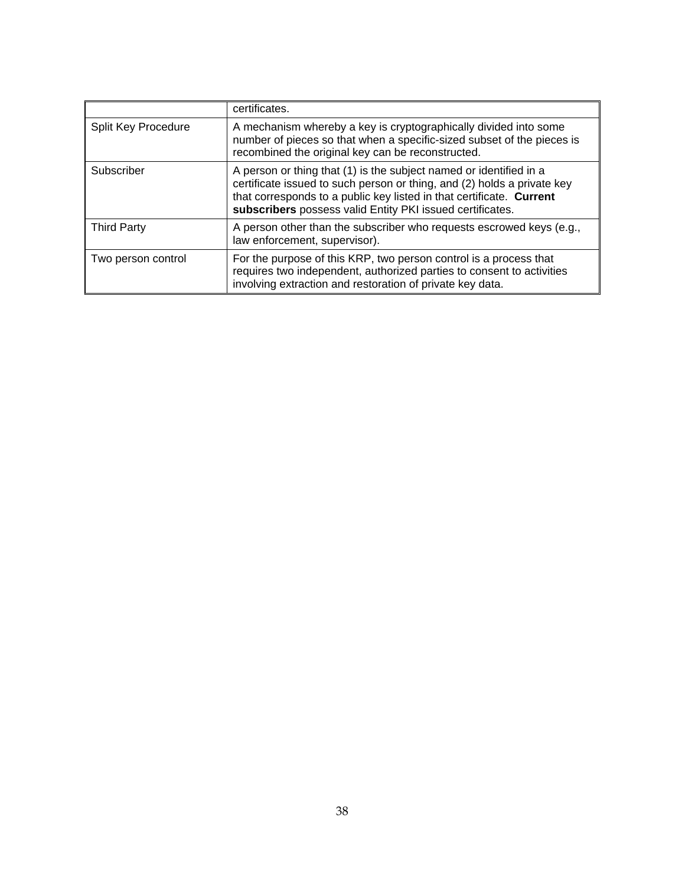| | |
|---|---|
| | certificates. |
| Split Key Procedure | A mechanism whereby a key is cryptographically divided into some number of pieces so that when a specific-sized subset of the pieces is recombined the original key can be reconstructed. |
| Subscriber | A person or thing that (1) is the subject named or identified in a certificate issued to such person or thing, and (2) holds a private key that corresponds to a public key listed in that certificate. **Current subscribers** possess valid Entity PKI issued certificates. |
| Third Party | A person other than the subscriber who requests escrowed keys (e.g., law enforcement, supervisor). |
| Two person control | For the purpose of this KRP, two person control is a process that requires two independent, authorized parties to consent to activities involving extraction and restoration of private key data. |